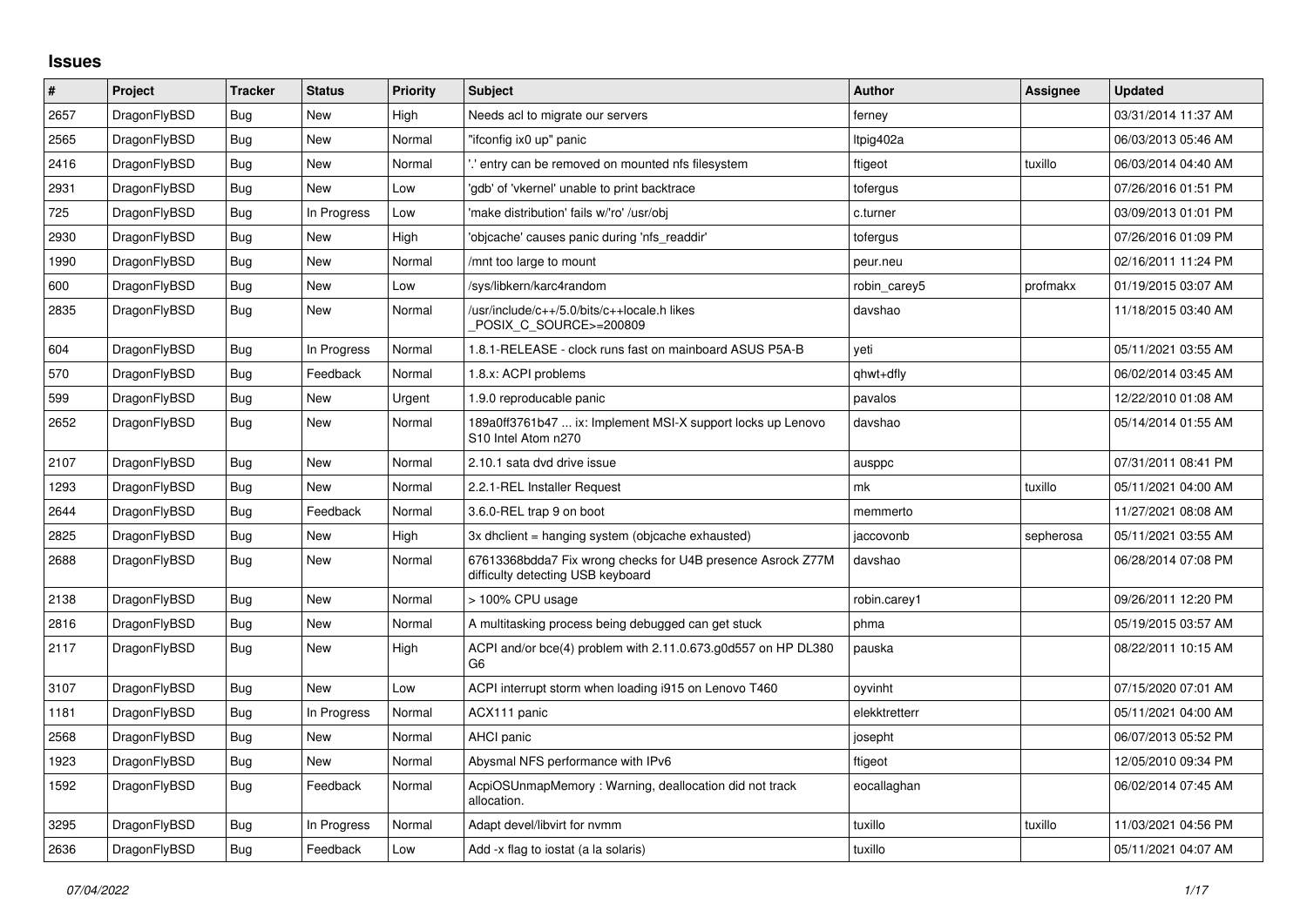# Issues

| # | Project | Tracker | Status | Priority | Subject | Author | Assignee | Updated |
|---|---|---|---|---|---|---|---|---|
| 2657 | DragonFlyBSD | Bug | New | High | Needs acl to migrate our servers | ferney | | 03/31/2014 11:37 AM |
| 2565 | DragonFlyBSD | Bug | New | Normal | "ifconfig ix0 up" panic | ltpig402a | | 06/03/2013 05:46 AM |
| 2416 | DragonFlyBSD | Bug | New | Normal | '.' entry can be removed on mounted nfs filesystem | ftigeot | tuxillo | 06/03/2014 04:40 AM |
| 2931 | DragonFlyBSD | Bug | New | Low | 'gdb' of 'vkernel' unable to print backtrace | tofergus | | 07/26/2016 01:51 PM |
| 725 | DragonFlyBSD | Bug | In Progress | Low | 'make distribution' fails w/'ro' /usr/obj | c.turner | | 03/09/2013 01:01 PM |
| 2930 | DragonFlyBSD | Bug | New | High | 'objcache' causes panic during 'nfs_readdir' | tofergus | | 07/26/2016 01:09 PM |
| 1990 | DragonFlyBSD | Bug | New | Normal | /mnt too large to mount | peur.neu | | 02/16/2011 11:24 PM |
| 600 | DragonFlyBSD | Bug | New | Low | /sys/libkern/karc4random | robin_carey5 | profmakx | 01/19/2015 03:07 AM |
| 2835 | DragonFlyBSD | Bug | New | Normal | /usr/include/c++/5.0/bits/c++locale.h likes _POSIX_C_SOURCE>=200809 | davshao | | 11/18/2015 03:40 AM |
| 604 | DragonFlyBSD | Bug | In Progress | Normal | 1.8.1-RELEASE - clock runs fast on mainboard ASUS P5A-B | yeti | | 05/11/2021 03:55 AM |
| 570 | DragonFlyBSD | Bug | Feedback | Normal | 1.8.x: ACPI problems | qhwt+dfly | | 06/02/2014 03:45 AM |
| 599 | DragonFlyBSD | Bug | New | Urgent | 1.9.0 reproducable panic | pavalos | | 12/22/2010 01:08 AM |
| 2652 | DragonFlyBSD | Bug | New | Normal | 189a0ff3761b47 ... ix: Implement MSI-X support locks up Lenovo S10 Intel Atom n270 | davshao | | 05/14/2014 01:55 AM |
| 2107 | DragonFlyBSD | Bug | New | Normal | 2.10.1 sata dvd drive issue | ausppc | | 07/31/2011 08:41 PM |
| 1293 | DragonFlyBSD | Bug | New | Normal | 2.2.1-REL Installer Request | mk | tuxillo | 05/11/2021 04:00 AM |
| 2644 | DragonFlyBSD | Bug | Feedback | Normal | 3.6.0-REL trap 9 on boot | memmerto | | 11/27/2021 08:08 AM |
| 2825 | DragonFlyBSD | Bug | New | High | 3x dhclient = hanging system (objcache exhausted) | jaccovonb | sepherosa | 05/11/2021 03:55 AM |
| 2688 | DragonFlyBSD | Bug | New | Normal | 67613368bdda7 Fix wrong checks for U4B presence Asrock Z77M difficulty detecting USB keyboard | davshao | | 06/28/2014 07:08 PM |
| 2138 | DragonFlyBSD | Bug | New | Normal | > 100% CPU usage | robin.carey1 | | 09/26/2011 12:20 PM |
| 2816 | DragonFlyBSD | Bug | New | Normal | A multitasking process being debugged can get stuck | phma | | 05/19/2015 03:57 AM |
| 2117 | DragonFlyBSD | Bug | New | High | ACPI and/or bce(4) problem with 2.11.0.673.g0d557 on HP DL380 G6 | pauska | | 08/22/2011 10:15 AM |
| 3107 | DragonFlyBSD | Bug | New | Low | ACPI interrupt storm when loading i915 on Lenovo T460 | oyvinht | | 07/15/2020 07:01 AM |
| 1181 | DragonFlyBSD | Bug | In Progress | Normal | ACX111 panic | elekktretterr | | 05/11/2021 04:00 AM |
| 2568 | DragonFlyBSD | Bug | New | Normal | AHCI panic | josepht | | 06/07/2013 05:52 PM |
| 1923 | DragonFlyBSD | Bug | New | Normal | Abysmal NFS performance with IPv6 | ftigeot | | 12/05/2010 09:34 PM |
| 1592 | DragonFlyBSD | Bug | Feedback | Normal | AcpiOSUnmapMemory : Warning, deallocation did not track allocation. | eocallaghan | | 06/02/2014 07:45 AM |
| 3295 | DragonFlyBSD | Bug | In Progress | Normal | Adapt devel/libvirt for nvmm | tuxillo | tuxillo | 11/03/2021 04:56 PM |
| 2636 | DragonFlyBSD | Bug | Feedback | Low | Add -x flag to iostat (a la solaris) | tuxillo | | 05/11/2021 04:07 AM |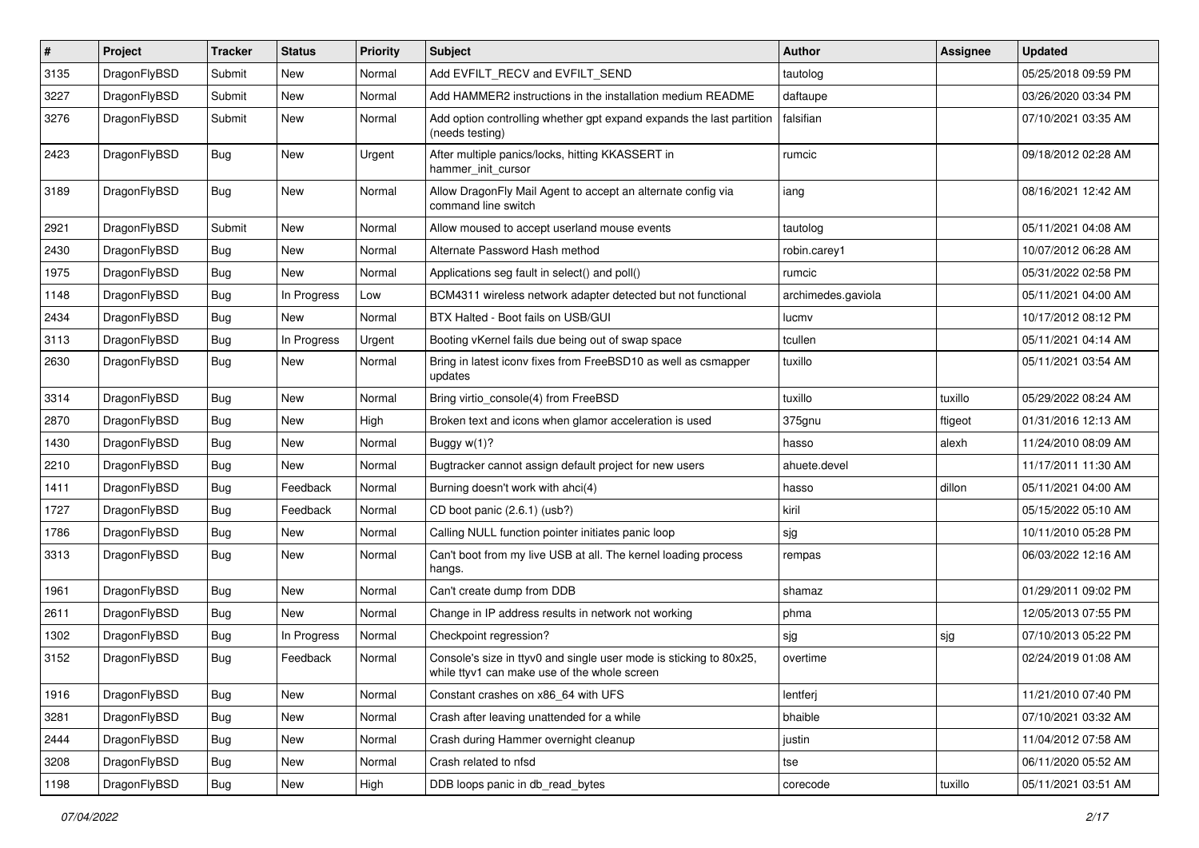| # | Project | Tracker | Status | Priority | Subject | Author | Assignee | Updated |
|---|---|---|---|---|---|---|---|---|
| 3135 | DragonFlyBSD | Submit | New | Normal | Add EVFILT_RECV and EVFILT_SEND | tautolog | | 05/25/2018 09:59 PM |
| 3227 | DragonFlyBSD | Submit | New | Normal | Add HAMMER2 instructions in the installation medium README | daftaupe | | 03/26/2020 03:34 PM |
| 3276 | DragonFlyBSD | Submit | New | Normal | Add option controlling whether gpt expand expands the last partition (needs testing) | falsifian | | 07/10/2021 03:35 AM |
| 2423 | DragonFlyBSD | Bug | New | Urgent | After multiple panics/locks, hitting KKASSERT in hammer_init_cursor | rumcic | | 09/18/2012 02:28 AM |
| 3189 | DragonFlyBSD | Bug | New | Normal | Allow DragonFly Mail Agent to accept an alternate config via command line switch | iang | | 08/16/2021 12:42 AM |
| 2921 | DragonFlyBSD | Submit | New | Normal | Allow moused to accept userland mouse events | tautolog | | 05/11/2021 04:08 AM |
| 2430 | DragonFlyBSD | Bug | New | Normal | Alternate Password Hash method | robin.carey1 | | 10/07/2012 06:28 AM |
| 1975 | DragonFlyBSD | Bug | New | Normal | Applications seg fault in select() and poll() | rumcic | | 05/31/2022 02:58 PM |
| 1148 | DragonFlyBSD | Bug | In Progress | Low | BCM4311 wireless network adapter detected but not functional | archimedes.gaviola | | 05/11/2021 04:00 AM |
| 2434 | DragonFlyBSD | Bug | New | Normal | BTX Halted - Boot fails on USB/GUI | lucmv | | 10/17/2012 08:12 PM |
| 3113 | DragonFlyBSD | Bug | In Progress | Urgent | Booting vKernel fails due being out of swap space | tcullen | | 05/11/2021 04:14 AM |
| 2630 | DragonFlyBSD | Bug | New | Normal | Bring in latest iconv fixes from FreeBSD10 as well as csmapper updates | tuxillo | | 05/11/2021 03:54 AM |
| 3314 | DragonFlyBSD | Bug | New | Normal | Bring virtio_console(4) from FreeBSD | tuxillo | tuxillo | 05/29/2022 08:24 AM |
| 2870 | DragonFlyBSD | Bug | New | High | Broken text and icons when glamor acceleration is used | 375gnu | ftigeot | 01/31/2016 12:13 AM |
| 1430 | DragonFlyBSD | Bug | New | Normal | Buggy w(1)? | hasso | alexh | 11/24/2010 08:09 AM |
| 2210 | DragonFlyBSD | Bug | New | Normal | Bugtracker cannot assign default project for new users | ahuete.devel | | 11/17/2011 11:30 AM |
| 1411 | DragonFlyBSD | Bug | Feedback | Normal | Burning doesn't work with ahci(4) | hasso | dillon | 05/11/2021 04:00 AM |
| 1727 | DragonFlyBSD | Bug | Feedback | Normal | CD boot panic (2.6.1) (usb?) | kiril | | 05/15/2022 05:10 AM |
| 1786 | DragonFlyBSD | Bug | New | Normal | Calling NULL function pointer initiates panic loop | sjg | | 10/11/2010 05:28 PM |
| 3313 | DragonFlyBSD | Bug | New | Normal | Can't boot from my live USB at all. The kernel loading process hangs. | rempas | | 06/03/2022 12:16 AM |
| 1961 | DragonFlyBSD | Bug | New | Normal | Can't create dump from DDB | shamaz | | 01/29/2011 09:02 PM |
| 2611 | DragonFlyBSD | Bug | New | Normal | Change in IP address results in network not working | phma | | 12/05/2013 07:55 PM |
| 1302 | DragonFlyBSD | Bug | In Progress | Normal | Checkpoint regression? | sjg | sjg | 07/10/2013 05:22 PM |
| 3152 | DragonFlyBSD | Bug | Feedback | Normal | Console's size in ttyv0 and single user mode is sticking to 80x25, while ttyv1 can make use of the whole screen | overtime | | 02/24/2019 01:08 AM |
| 1916 | DragonFlyBSD | Bug | New | Normal | Constant crashes on x86_64 with UFS | lentferj | | 11/21/2010 07:40 PM |
| 3281 | DragonFlyBSD | Bug | New | Normal | Crash after leaving unattended for a while | bhaible | | 07/10/2021 03:32 AM |
| 2444 | DragonFlyBSD | Bug | New | Normal | Crash during Hammer overnight cleanup | justin | | 11/04/2012 07:58 AM |
| 3208 | DragonFlyBSD | Bug | New | Normal | Crash related to nfsd | tse | | 06/11/2020 05:52 AM |
| 1198 | DragonFlyBSD | Bug | New | High | DDB loops panic in db_read_bytes | corecode | tuxillo | 05/11/2021 03:51 AM |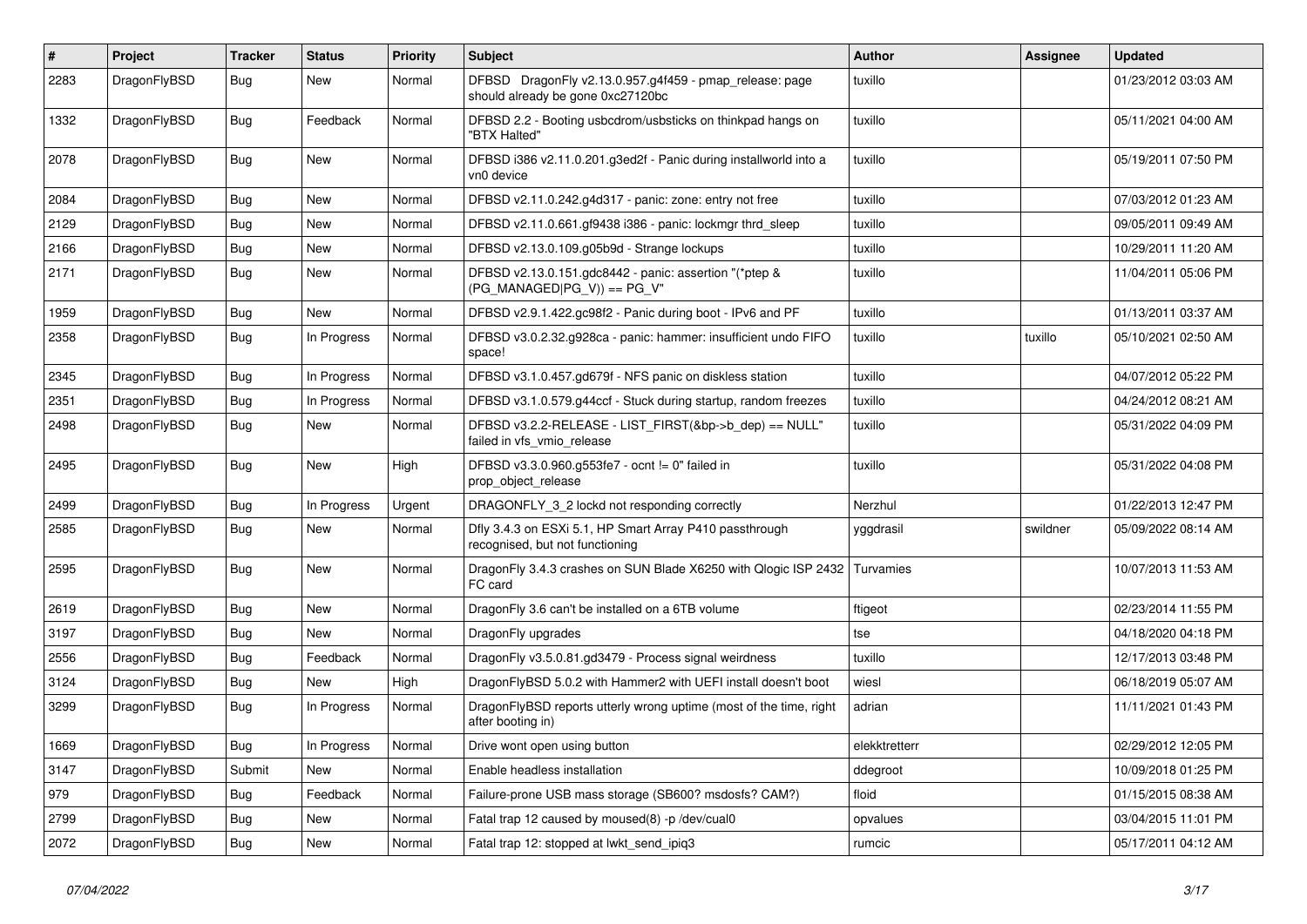| # | Project | Tracker | Status | Priority | Subject | Author | Assignee | Updated |
|---|---|---|---|---|---|---|---|---|
| 2283 | DragonFlyBSD | Bug | New | Normal | DFBSD DragonFly v2.13.0.957.g4f459 - pmap_release: page should already be gone 0xc27120bc | tuxillo | | 01/23/2012 03:03 AM |
| 1332 | DragonFlyBSD | Bug | Feedback | Normal | DFBSD 2.2 - Booting usbcdrom/usbsticks on thinkpad hangs on "BTX Halted" | tuxillo | | 05/11/2021 04:00 AM |
| 2078 | DragonFlyBSD | Bug | New | Normal | DFBSD i386 v2.11.0.201.g3ed2f - Panic during installworld into a vn0 device | tuxillo | | 05/19/2011 07:50 PM |
| 2084 | DragonFlyBSD | Bug | New | Normal | DFBSD v2.11.0.242.g4d317 - panic: zone: entry not free | tuxillo | | 07/03/2012 01:23 AM |
| 2129 | DragonFlyBSD | Bug | New | Normal | DFBSD v2.11.0.661.gf9438 i386 - panic: lockmgr thrd_sleep | tuxillo | | 09/05/2011 09:49 AM |
| 2166 | DragonFlyBSD | Bug | New | Normal | DFBSD v2.13.0.109.g05b9d - Strange lockups | tuxillo | | 10/29/2011 11:20 AM |
| 2171 | DragonFlyBSD | Bug | New | Normal | DFBSD v2.13.0.151.gdc8442 - panic: assertion "(*ptep & (PG_MANAGED\|PG_V)) == PG_V" | tuxillo | | 11/04/2011 05:06 PM |
| 1959 | DragonFlyBSD | Bug | New | Normal | DFBSD v2.9.1.422.gc98f2 - Panic during boot - IPv6 and PF | tuxillo | | 01/13/2011 03:37 AM |
| 2358 | DragonFlyBSD | Bug | In Progress | Normal | DFBSD v3.0.2.32.g928ca - panic: hammer: insufficient undo FIFO space! | tuxillo | tuxillo | 05/10/2021 02:50 AM |
| 2345 | DragonFlyBSD | Bug | In Progress | Normal | DFBSD v3.1.0.457.gd679f - NFS panic on diskless station | tuxillo | | 04/07/2012 05:22 PM |
| 2351 | DragonFlyBSD | Bug | In Progress | Normal | DFBSD v3.1.0.579.g44ccf - Stuck during startup, random freezes | tuxillo | | 04/24/2012 08:21 AM |
| 2498 | DragonFlyBSD | Bug | New | Normal | DFBSD v3.2.2-RELEASE - LIST_FIRST(&bp->b_dep) == NULL" failed in vfs_vmio_release | tuxillo | | 05/31/2022 04:09 PM |
| 2495 | DragonFlyBSD | Bug | New | High | DFBSD v3.3.0.960.g553fe7 - ocnt != 0" failed in prop_object_release | tuxillo | | 05/31/2022 04:08 PM |
| 2499 | DragonFlyBSD | Bug | In Progress | Urgent | DRAGONFLY_3_2 lockd not responding correctly | Nerzhul | | 01/22/2013 12:47 PM |
| 2585 | DragonFlyBSD | Bug | New | Normal | Dfly 3.4.3 on ESXi 5.1, HP Smart Array P410 passthrough recognised, but not functioning | yggdrasil | swildner | 05/09/2022 08:14 AM |
| 2595 | DragonFlyBSD | Bug | New | Normal | DragonFly 3.4.3 crashes on SUN Blade X6250 with Qlogic ISP 2432 FC card | Turvamies | | 10/07/2013 11:53 AM |
| 2619 | DragonFlyBSD | Bug | New | Normal | DragonFly 3.6 can't be installed on a 6TB volume | ftigeot | | 02/23/2014 11:55 PM |
| 3197 | DragonFlyBSD | Bug | New | Normal | DragonFly upgrades | tse | | 04/18/2020 04:18 PM |
| 2556 | DragonFlyBSD | Bug | Feedback | Normal | DragonFly v3.5.0.81.gd3479 - Process signal weirdness | tuxillo | | 12/17/2013 03:48 PM |
| 3124 | DragonFlyBSD | Bug | New | High | DragonFlyBSD 5.0.2 with Hammer2 with UEFI install doesn't boot | wiesl | | 06/18/2019 05:07 AM |
| 3299 | DragonFlyBSD | Bug | In Progress | Normal | DragonFlyBSD reports utterly wrong uptime (most of the time, right after booting in) | adrian | | 11/11/2021 01:43 PM |
| 1669 | DragonFlyBSD | Bug | In Progress | Normal | Drive wont open using button | elekktretterr | | 02/29/2012 12:05 PM |
| 3147 | DragonFlyBSD | Submit | New | Normal | Enable headless installation | ddegroot | | 10/09/2018 01:25 PM |
| 979 | DragonFlyBSD | Bug | Feedback | Normal | Failure-prone USB mass storage (SB600? msdosfs? CAM?) | floid | | 01/15/2015 08:38 AM |
| 2799 | DragonFlyBSD | Bug | New | Normal | Fatal trap 12 caused by moused(8) -p /dev/cual0 | opvalues | | 03/04/2015 11:01 PM |
| 2072 | DragonFlyBSD | Bug | New | Normal | Fatal trap 12: stopped at lwkt_send_ipiq3 | rumcic | | 05/17/2011 04:12 AM |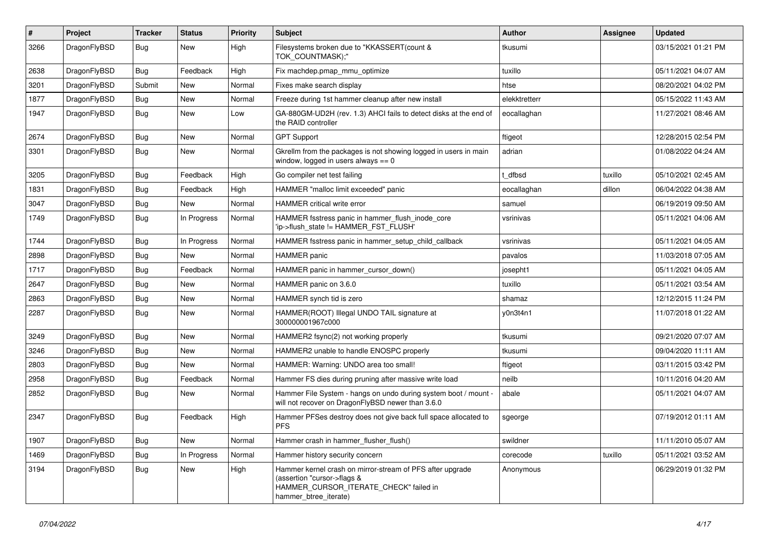| # | Project | Tracker | Status | Priority | Subject | Author | Assignee | Updated |
|---|---|---|---|---|---|---|---|---|
| 3266 | DragonFlyBSD | Bug | New | High | Filesystems broken due to "KKASSERT(count & TOK_COUNTMASK);" | tkusumi | | 03/15/2021 01:21 PM |
| 2638 | DragonFlyBSD | Bug | Feedback | High | Fix machdep.pmap_mmu_optimize | tuxillo | | 05/11/2021 04:07 AM |
| 3201 | DragonFlyBSD | Submit | New | Normal | Fixes make search display | htse | | 08/20/2021 04:02 PM |
| 1877 | DragonFlyBSD | Bug | New | Normal | Freeze during 1st hammer cleanup after new install | elekktretterr | | 05/15/2022 11:43 AM |
| 1947 | DragonFlyBSD | Bug | New | Low | GA-880GM-UD2H (rev. 1.3) AHCI fails to detect disks at the end of the RAID controller | eocallaghan | | 11/27/2021 08:46 AM |
| 2674 | DragonFlyBSD | Bug | New | Normal | GPT Support | ftigeot | | 12/28/2015 02:54 PM |
| 3301 | DragonFlyBSD | Bug | New | Normal | Gkrellm from the packages is not showing logged in users in main window, logged in users always == 0 | adrian | | 01/08/2022 04:24 AM |
| 3205 | DragonFlyBSD | Bug | Feedback | High | Go compiler net test failing | t_dfbsd | tuxillo | 05/10/2021 02:45 AM |
| 1831 | DragonFlyBSD | Bug | Feedback | High | HAMMER "malloc limit exceeded" panic | eocallaghan | dillon | 06/04/2022 04:38 AM |
| 3047 | DragonFlyBSD | Bug | New | Normal | HAMMER critical write error | samuel | | 06/19/2019 09:50 AM |
| 1749 | DragonFlyBSD | Bug | In Progress | Normal | HAMMER fsstress panic in hammer_flush_inode_core 'ip->flush_state != HAMMER_FST_FLUSH' | vsrinivas | | 05/11/2021 04:06 AM |
| 1744 | DragonFlyBSD | Bug | In Progress | Normal | HAMMER fsstress panic in hammer_setup_child_callback | vsrinivas | | 05/11/2021 04:05 AM |
| 2898 | DragonFlyBSD | Bug | New | Normal | HAMMER panic | pavalos | | 11/03/2018 07:05 AM |
| 1717 | DragonFlyBSD | Bug | Feedback | Normal | HAMMER panic in hammer_cursor_down() | josepht1 | | 05/11/2021 04:05 AM |
| 2647 | DragonFlyBSD | Bug | New | Normal | HAMMER panic on 3.6.0 | tuxillo | | 05/11/2021 03:54 AM |
| 2863 | DragonFlyBSD | Bug | New | Normal | HAMMER synch tid is zero | shamaz | | 12/12/2015 11:24 PM |
| 2287 | DragonFlyBSD | Bug | New | Normal | HAMMER(ROOT) Illegal UNDO TAIL signature at 300000001967c000 | y0n3t4n1 | | 11/07/2018 01:22 AM |
| 3249 | DragonFlyBSD | Bug | New | Normal | HAMMER2 fsync(2) not working properly | tkusumi | | 09/21/2020 07:07 AM |
| 3246 | DragonFlyBSD | Bug | New | Normal | HAMMER2 unable to handle ENOSPC properly | tkusumi | | 09/04/2020 11:11 AM |
| 2803 | DragonFlyBSD | Bug | New | Normal | HAMMER: Warning: UNDO area too small! | ftigeot | | 03/11/2015 03:42 PM |
| 2958 | DragonFlyBSD | Bug | Feedback | Normal | Hammer FS dies during pruning after massive write load | neilb | | 10/11/2016 04:20 AM |
| 2852 | DragonFlyBSD | Bug | New | Normal | Hammer File System - hangs on undo during system boot / mount - will not recover on DragonFlyBSD newer than 3.6.0 | abale | | 05/11/2021 04:07 AM |
| 2347 | DragonFlyBSD | Bug | Feedback | High | Hammer PFSes destroy does not give back full space allocated to PFS | sgeorge | | 07/19/2012 01:11 AM |
| 1907 | DragonFlyBSD | Bug | New | Normal | Hammer crash in hammer_flusher_flush() | swildner | | 11/11/2010 05:07 AM |
| 1469 | DragonFlyBSD | Bug | In Progress | Normal | Hammer history security concern | corecode | tuxillo | 05/11/2021 03:52 AM |
| 3194 | DragonFlyBSD | Bug | New | High | Hammer kernel crash on mirror-stream of PFS after upgrade (assertion "cursor->flags & HAMMER_CURSOR_ITERATE_CHECK" failed in hammer_btree_iterate) | Anonymous | | 06/29/2019 01:32 PM |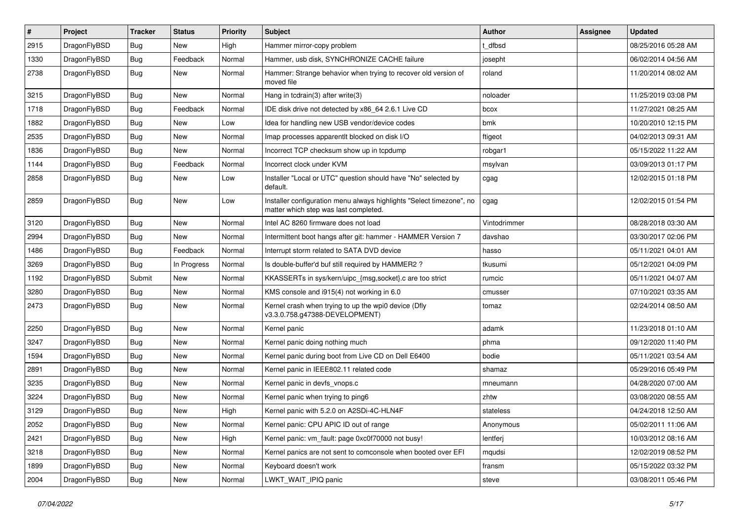| # | Project | Tracker | Status | Priority | Subject | Author | Assignee | Updated |
|---|---|---|---|---|---|---|---|---|
| 2915 | DragonFlyBSD | Bug | New | High | Hammer mirror-copy problem | t_dfbsd | | 08/25/2016 05:28 AM |
| 1330 | DragonFlyBSD | Bug | Feedback | Normal | Hammer, usb disk, SYNCHRONIZE CACHE failure | josepht | | 06/02/2014 04:56 AM |
| 2738 | DragonFlyBSD | Bug | New | Normal | Hammer: Strange behavior when trying to recover old version of moved file | roland | | 11/20/2014 08:02 AM |
| 3215 | DragonFlyBSD | Bug | New | Normal | Hang in tcdrain(3) after write(3) | noloader | | 11/25/2019 03:08 PM |
| 1718 | DragonFlyBSD | Bug | Feedback | Normal | IDE disk drive not detected by x86_64 2.6.1 Live CD | bcox | | 11/27/2021 08:25 AM |
| 1882 | DragonFlyBSD | Bug | New | Low | Idea for handling new USB vendor/device codes | bmk | | 10/20/2010 12:15 PM |
| 2535 | DragonFlyBSD | Bug | New | Normal | Imap processes apparentlt blocked on disk I/O | ftigeot | | 04/02/2013 09:31 AM |
| 1836 | DragonFlyBSD | Bug | New | Normal | Incorrect TCP checksum show up in tcpdump | robgar1 | | 05/15/2022 11:22 AM |
| 1144 | DragonFlyBSD | Bug | Feedback | Normal | Incorrect clock under KVM | msylvan | | 03/09/2013 01:17 PM |
| 2858 | DragonFlyBSD | Bug | New | Low | Installer "Local or UTC" question should have "No" selected by default. | cgag | | 12/02/2015 01:18 PM |
| 2859 | DragonFlyBSD | Bug | New | Low | Installer configuration menu always highlights "Select timezone", no matter which step was last completed. | cgag | | 12/02/2015 01:54 PM |
| 3120 | DragonFlyBSD | Bug | New | Normal | Intel AC 8260 firmware does not load | Vintodrimmer | | 08/28/2018 03:30 AM |
| 2994 | DragonFlyBSD | Bug | New | Normal | Intermittent boot hangs after git: hammer - HAMMER Version 7 | davshao | | 03/30/2017 02:06 PM |
| 1486 | DragonFlyBSD | Bug | Feedback | Normal | Interrupt storm related to SATA DVD device | hasso | | 05/11/2021 04:01 AM |
| 3269 | DragonFlyBSD | Bug | In Progress | Normal | Is double-buffer'd buf still required by HAMMER2 ? | tkusumi | | 05/12/2021 04:09 PM |
| 1192 | DragonFlyBSD | Submit | New | Normal | KKASSERTs in sys/kern/uipc_{msg,socket}.c are too strict | rumcic | | 05/11/2021 04:07 AM |
| 3280 | DragonFlyBSD | Bug | New | Normal | KMS console and i915(4) not working in 6.0 | cmusser | | 07/10/2021 03:35 AM |
| 2473 | DragonFlyBSD | Bug | New | Normal | Kernel crash when trying to up the wpi0 device (Dfly v3.3.0.758.g47388-DEVELOPMENT) | tomaz | | 02/24/2014 08:50 AM |
| 2250 | DragonFlyBSD | Bug | New | Normal | Kernel panic | adamk | | 11/23/2018 01:10 AM |
| 3247 | DragonFlyBSD | Bug | New | Normal | Kernel panic doing nothing much | phma | | 09/12/2020 11:40 PM |
| 1594 | DragonFlyBSD | Bug | New | Normal | Kernel panic during boot from Live CD on Dell E6400 | bodie | | 05/11/2021 03:54 AM |
| 2891 | DragonFlyBSD | Bug | New | Normal | Kernel panic in IEEE802.11 related code | shamaz | | 05/29/2016 05:49 PM |
| 3235 | DragonFlyBSD | Bug | New | Normal | Kernel panic in devfs_vnops.c | mneumann | | 04/28/2020 07:00 AM |
| 3224 | DragonFlyBSD | Bug | New | Normal | Kernel panic when trying to ping6 | zhtw | | 03/08/2020 08:55 AM |
| 3129 | DragonFlyBSD | Bug | New | High | Kernel panic with 5.2.0 on A2SDi-4C-HLN4F | stateless | | 04/24/2018 12:50 AM |
| 2052 | DragonFlyBSD | Bug | New | Normal | Kernel panic: CPU APIC ID out of range | Anonymous | | 05/02/2011 11:06 AM |
| 2421 | DragonFlyBSD | Bug | New | High | Kernel panic: vm_fault: page 0xc0f70000 not busy! | lentferj | | 10/03/2012 08:16 AM |
| 3218 | DragonFlyBSD | Bug | New | Normal | Kernel panics are not sent to comconsole when booted over EFI | mqudsi | | 12/02/2019 08:52 PM |
| 1899 | DragonFlyBSD | Bug | New | Normal | Keyboard doesn't work | fransm | | 05/15/2022 03:32 PM |
| 2004 | DragonFlyBSD | Bug | New | Normal | LWKT_WAIT_IPIQ panic | steve | | 03/08/2011 05:46 PM |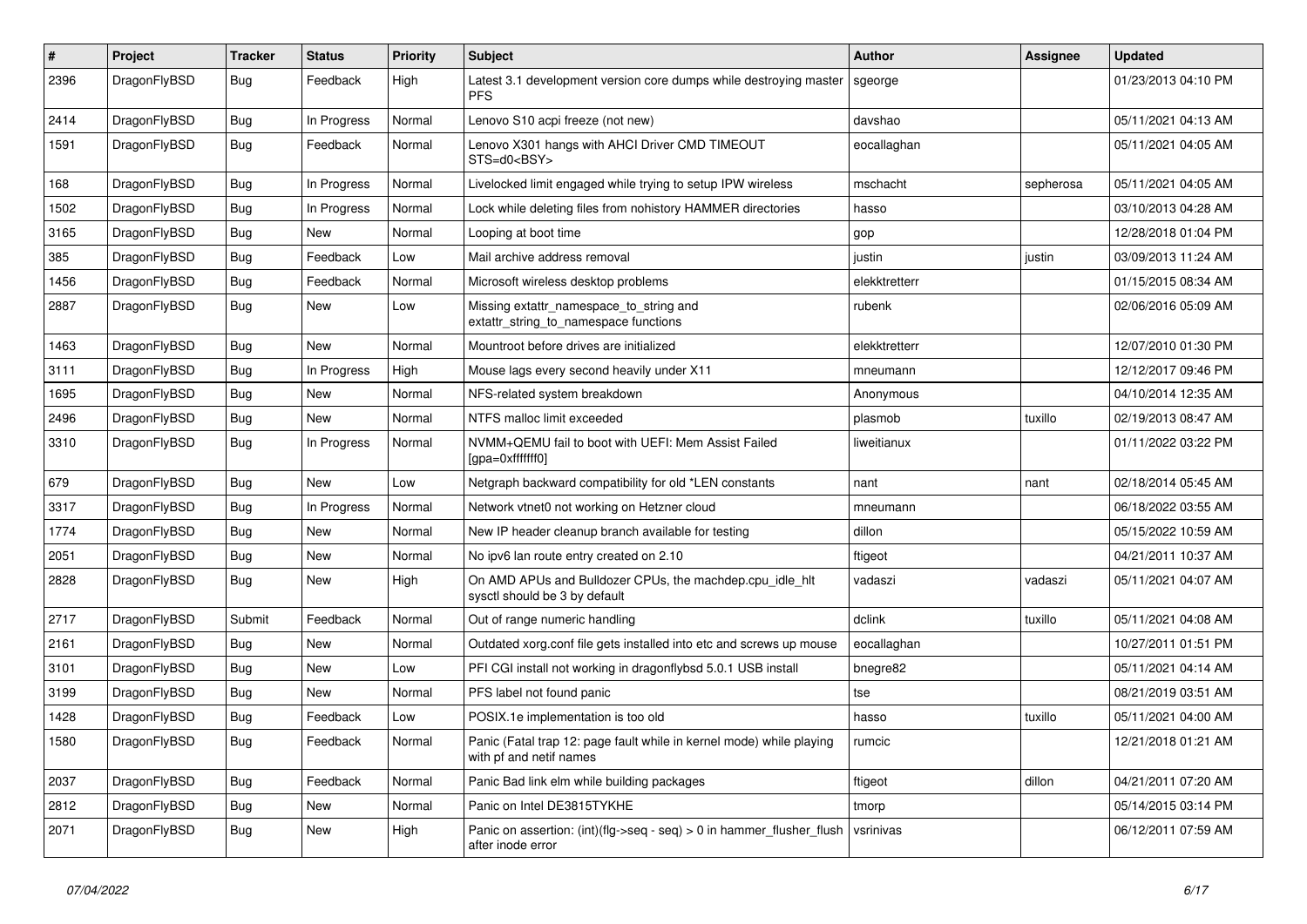| # | Project | Tracker | Status | Priority | Subject | Author | Assignee | Updated |
|---|---|---|---|---|---|---|---|---|
| 2396 | DragonFlyBSD | Bug | Feedback | High | Latest 3.1 development version core dumps while destroying master PFS | sgeorge | | 01/23/2013 04:10 PM |
| 2414 | DragonFlyBSD | Bug | In Progress | Normal | Lenovo S10 acpi freeze (not new) | davshao | | 05/11/2021 04:13 AM |
| 1591 | DragonFlyBSD | Bug | Feedback | Normal | Lenovo X301 hangs with AHCI Driver CMD TIMEOUT STS=d0<BSY> | eocallaghan | | 05/11/2021 04:05 AM |
| 168 | DragonFlyBSD | Bug | In Progress | Normal | Livelocked limit engaged while trying to setup IPW wireless | mschacht | sepherosa | 05/11/2021 04:05 AM |
| 1502 | DragonFlyBSD | Bug | In Progress | Normal | Lock while deleting files from nohistory HAMMER directories | hasso | | 03/10/2013 04:28 AM |
| 3165 | DragonFlyBSD | Bug | New | Normal | Looping at boot time | gop | | 12/28/2018 01:04 PM |
| 385 | DragonFlyBSD | Bug | Feedback | Low | Mail archive address removal | justin | justin | 03/09/2013 11:24 AM |
| 1456 | DragonFlyBSD | Bug | Feedback | Normal | Microsoft wireless desktop problems | elekktretterr | | 01/15/2015 08:34 AM |
| 2887 | DragonFlyBSD | Bug | New | Low | Missing extattr_namespace_to_string and extattr_string_to_namespace functions | rubenk | | 02/06/2016 05:09 AM |
| 1463 | DragonFlyBSD | Bug | New | Normal | Mountroot before drives are initialized | elekktretterr | | 12/07/2010 01:30 PM |
| 3111 | DragonFlyBSD | Bug | In Progress | High | Mouse lags every second heavily under X11 | mneumann | | 12/12/2017 09:46 PM |
| 1695 | DragonFlyBSD | Bug | New | Normal | NFS-related system breakdown | Anonymous | | 04/10/2014 12:35 AM |
| 2496 | DragonFlyBSD | Bug | New | Normal | NTFS malloc limit exceeded | plasmob | tuxillo | 02/19/2013 08:47 AM |
| 3310 | DragonFlyBSD | Bug | In Progress | Normal | NVMM+QEMU fail to boot with UEFI: Mem Assist Failed [gpa=0xfffffff0] | liweitianux | | 01/11/2022 03:22 PM |
| 679 | DragonFlyBSD | Bug | New | Low | Netgraph backward compatibility for old *LEN constants | nant | nant | 02/18/2014 05:45 AM |
| 3317 | DragonFlyBSD | Bug | In Progress | Normal | Network vtnet0 not working on Hetzner cloud | mneumann | | 06/18/2022 03:55 AM |
| 1774 | DragonFlyBSD | Bug | New | Normal | New IP header cleanup branch available for testing | dillon | | 05/15/2022 10:59 AM |
| 2051 | DragonFlyBSD | Bug | New | Normal | No ipv6 lan route entry created on 2.10 | ftigeot | | 04/21/2011 10:37 AM |
| 2828 | DragonFlyBSD | Bug | New | High | On AMD APUs and Bulldozer CPUs, the machdep.cpu_idle_hlt sysctl should be 3 by default | vadaszi | vadaszi | 05/11/2021 04:07 AM |
| 2717 | DragonFlyBSD | Submit | Feedback | Normal | Out of range numeric handling | dclink | tuxillo | 05/11/2021 04:08 AM |
| 2161 | DragonFlyBSD | Bug | New | Normal | Outdated xorg.conf file gets installed into etc and screws up mouse | eocallaghan | | 10/27/2011 01:51 PM |
| 3101 | DragonFlyBSD | Bug | New | Low | PFI CGI install not working in dragonflybsd 5.0.1 USB install | bnegre82 | | 05/11/2021 04:14 AM |
| 3199 | DragonFlyBSD | Bug | New | Normal | PFS label not found panic | tse | | 08/21/2019 03:51 AM |
| 1428 | DragonFlyBSD | Bug | Feedback | Low | POSIX.1e implementation is too old | hasso | tuxillo | 05/11/2021 04:00 AM |
| 1580 | DragonFlyBSD | Bug | Feedback | Normal | Panic (Fatal trap 12: page fault while in kernel mode) while playing with pf and netif names | rumcic | | 12/21/2018 01:21 AM |
| 2037 | DragonFlyBSD | Bug | Feedback | Normal | Panic Bad link elm while building packages | ftigeot | dillon | 04/21/2011 07:20 AM |
| 2812 | DragonFlyBSD | Bug | New | Normal | Panic on Intel DE3815TYKHE | tmorp | | 05/14/2015 03:14 PM |
| 2071 | DragonFlyBSD | Bug | New | High | Panic on assertion: (int)(flg->seq - seq) > 0 in hammer_flusher_flush after inode error | vsrinivas | | 06/12/2011 07:59 AM |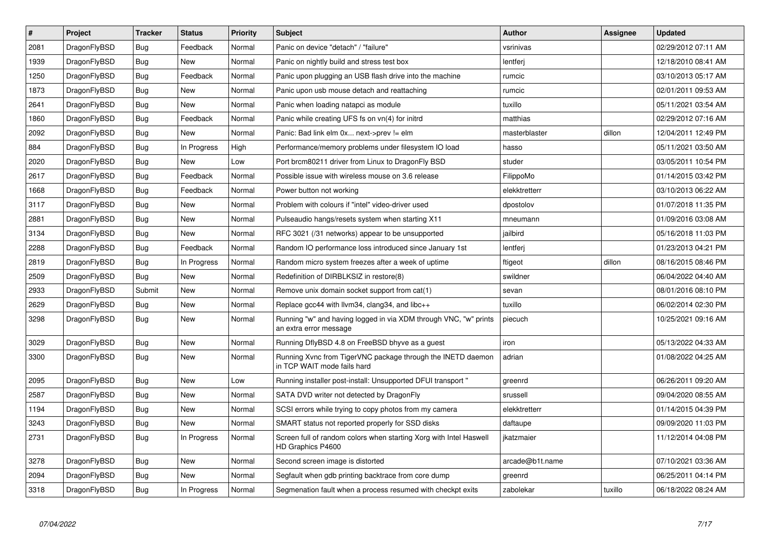| # | Project | Tracker | Status | Priority | Subject | Author | Assignee | Updated |
|---|---|---|---|---|---|---|---|---|
| 2081 | DragonFlyBSD | Bug | Feedback | Normal | Panic on device "detach" / "failure" | vsrinivas | | 02/29/2012 07:11 AM |
| 1939 | DragonFlyBSD | Bug | New | Normal | Panic on nightly build and stress test box | lentferj | | 12/18/2010 08:41 AM |
| 1250 | DragonFlyBSD | Bug | Feedback | Normal | Panic upon plugging an USB flash drive into the machine | rumcic | | 03/10/2013 05:17 AM |
| 1873 | DragonFlyBSD | Bug | New | Normal | Panic upon usb mouse detach and reattaching | rumcic | | 02/01/2011 09:53 AM |
| 2641 | DragonFlyBSD | Bug | New | Normal | Panic when loading natapci as module | tuxillo | | 05/11/2021 03:54 AM |
| 1860 | DragonFlyBSD | Bug | Feedback | Normal | Panic while creating UFS fs on vn(4) for initrd | matthias | | 02/29/2012 07:16 AM |
| 2092 | DragonFlyBSD | Bug | New | Normal | Panic: Bad link elm 0x... next->prev != elm | masterblaster | dillon | 12/04/2011 12:49 PM |
| 884 | DragonFlyBSD | Bug | In Progress | High | Performance/memory problems under filesystem IO load | hasso | | 05/11/2021 03:50 AM |
| 2020 | DragonFlyBSD | Bug | New | Low | Port brcm80211 driver from Linux to DragonFly BSD | studer | | 03/05/2011 10:54 PM |
| 2617 | DragonFlyBSD | Bug | Feedback | Normal | Possible issue with wireless mouse on 3.6 release | FilippoMo | | 01/14/2015 03:42 PM |
| 1668 | DragonFlyBSD | Bug | Feedback | Normal | Power button not working | elekktretterr | | 03/10/2013 06:22 AM |
| 3117 | DragonFlyBSD | Bug | New | Normal | Problem with colours if "intel" video-driver used | dpostolov | | 01/07/2018 11:35 PM |
| 2881 | DragonFlyBSD | Bug | New | Normal | Pulseaudio hangs/resets system when starting X11 | mneumann | | 01/09/2016 03:08 AM |
| 3134 | DragonFlyBSD | Bug | New | Normal | RFC 3021 (/31 networks) appear to be unsupported | jailbird | | 05/16/2018 11:03 PM |
| 2288 | DragonFlyBSD | Bug | Feedback | Normal | Random IO performance loss introduced since January 1st | lentferj | | 01/23/2013 04:21 PM |
| 2819 | DragonFlyBSD | Bug | In Progress | Normal | Random micro system freezes after a week of uptime | ftigeot | dillon | 08/16/2015 08:46 PM |
| 2509 | DragonFlyBSD | Bug | New | Normal | Redefinition of DIRBLKSIZ in restore(8) | swildner | | 06/04/2022 04:40 AM |
| 2933 | DragonFlyBSD | Submit | New | Normal | Remove unix domain socket support from cat(1) | sevan | | 08/01/2016 08:10 PM |
| 2629 | DragonFlyBSD | Bug | New | Normal | Replace gcc44 with llvm34, clang34, and libc++ | tuxillo | | 06/02/2014 02:30 PM |
| 3298 | DragonFlyBSD | Bug | New | Normal | Running "w" and having logged in via XDM through VNC, "w" prints an extra error message | piecuch | | 10/25/2021 09:16 AM |
| 3029 | DragonFlyBSD | Bug | New | Normal | Running DflyBSD 4.8 on FreeBSD bhyve as a guest | iron | | 05/13/2022 04:33 AM |
| 3300 | DragonFlyBSD | Bug | New | Normal | Running Xvnc from TigerVNC package through the INETD daemon in TCP WAIT mode fails hard | adrian | | 01/08/2022 04:25 AM |
| 2095 | DragonFlyBSD | Bug | New | Low | Running installer post-install: Unsupported DFUI transport " | greenrd | | 06/26/2011 09:20 AM |
| 2587 | DragonFlyBSD | Bug | New | Normal | SATA DVD writer not detected by DragonFly | srussell | | 09/04/2020 08:55 AM |
| 1194 | DragonFlyBSD | Bug | New | Normal | SCSI errors while trying to copy photos from my camera | elekktretterr | | 01/14/2015 04:39 PM |
| 3243 | DragonFlyBSD | Bug | New | Normal | SMART status not reported properly for SSD disks | daftaupe | | 09/09/2020 11:03 PM |
| 2731 | DragonFlyBSD | Bug | In Progress | Normal | Screen full of random colors when starting Xorg with Intel Haswell HD Graphics P4600 | jkatzmaier | | 11/12/2014 04:08 PM |
| 3278 | DragonFlyBSD | Bug | New | Normal | Second screen image is distorted | arcade@b1t.name | | 07/10/2021 03:36 AM |
| 2094 | DragonFlyBSD | Bug | New | Normal | Segfault when gdb printing backtrace from core dump | greenrd | | 06/25/2011 04:14 PM |
| 3318 | DragonFlyBSD | Bug | In Progress | Normal | Segmenation fault when a process resumed with checkpt exits | zabolekar | tuxillo | 06/18/2022 08:24 AM |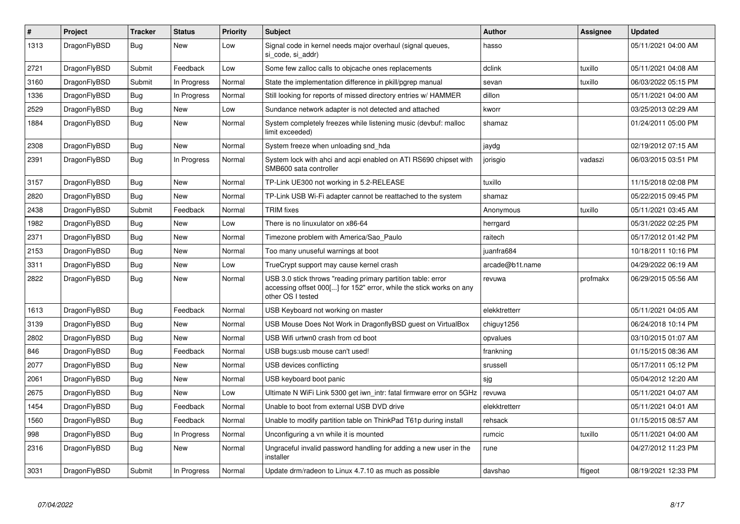| # | Project | Tracker | Status | Priority | Subject | Author | Assignee | Updated |
|---|---|---|---|---|---|---|---|---|
| 1313 | DragonFlyBSD | Bug | New | Low | Signal code in kernel needs major overhaul (signal queues, si_code, si_addr) | hasso | | 05/11/2021 04:00 AM |
| 2721 | DragonFlyBSD | Submit | Feedback | Low | Some few zalloc calls to objcache ones replacements | dclink | tuxillo | 05/11/2021 04:08 AM |
| 3160 | DragonFlyBSD | Submit | In Progress | Normal | State the implementation difference in pkill/pgrep manual | sevan | tuxillo | 06/03/2022 05:15 PM |
| 1336 | DragonFlyBSD | Bug | In Progress | Normal | Still looking for reports of missed directory entries w/ HAMMER | dillon | | 05/11/2021 04:00 AM |
| 2529 | DragonFlyBSD | Bug | New | Low | Sundance network adapter is not detected and attached | kworr | | 03/25/2013 02:29 AM |
| 1884 | DragonFlyBSD | Bug | New | Normal | System completely freezes while listening music (devbuf: malloc limit exceeded) | shamaz | | 01/24/2011 05:00 PM |
| 2308 | DragonFlyBSD | Bug | New | Normal | System freeze when unloading snd_hda | jaydg | | 02/19/2012 07:15 AM |
| 2391 | DragonFlyBSD | Bug | In Progress | Normal | System lock with ahci and acpi enabled on ATI RS690 chipset with SMB600 sata controller | jorisgio | vadaszi | 06/03/2015 03:51 PM |
| 3157 | DragonFlyBSD | Bug | New | Normal | TP-Link UE300 not working in 5.2-RELEASE | tuxillo | | 11/15/2018 02:08 PM |
| 2820 | DragonFlyBSD | Bug | New | Normal | TP-Link USB Wi-Fi adapter cannot be reattached to the system | shamaz | | 05/22/2015 09:45 PM |
| 2438 | DragonFlyBSD | Submit | Feedback | Normal | TRIM fixes | Anonymous | tuxillo | 05/11/2021 03:45 AM |
| 1982 | DragonFlyBSD | Bug | New | Low | There is no linuxulator on x86-64 | herrgard | | 05/31/2022 02:25 PM |
| 2371 | DragonFlyBSD | Bug | New | Normal | Timezone problem with America/Sao_Paulo | raitech | | 05/17/2012 01:42 PM |
| 2153 | DragonFlyBSD | Bug | New | Normal | Too many unuseful warnings at boot | juanfra684 | | 10/18/2011 10:16 PM |
| 3311 | DragonFlyBSD | Bug | New | Low | TrueCrypt support may cause kernel crash | arcade@b1t.name | | 04/29/2022 06:19 AM |
| 2822 | DragonFlyBSD | Bug | New | Normal | USB 3.0 stick throws "reading primary partition table: error accessing offset 000[...] for 152" error, while the stick works on any other OS I tested | revuwa | profmakx | 06/29/2015 05:56 AM |
| 1613 | DragonFlyBSD | Bug | Feedback | Normal | USB Keyboard not working on master | elekktretterr | | 05/11/2021 04:05 AM |
| 3139 | DragonFlyBSD | Bug | New | Normal | USB Mouse Does Not Work in DragonflyBSD guest on VirtualBox | chiguy1256 | | 06/24/2018 10:14 PM |
| 2802 | DragonFlyBSD | Bug | New | Normal | USB Wifi urtwn0 crash from cd boot | opvalues | | 03/10/2015 01:07 AM |
| 846 | DragonFlyBSD | Bug | Feedback | Normal | USB bugs:usb mouse can't used! | frankning | | 01/15/2015 08:36 AM |
| 2077 | DragonFlyBSD | Bug | New | Normal | USB devices conflicting | srussell | | 05/17/2011 05:12 PM |
| 2061 | DragonFlyBSD | Bug | New | Normal | USB keyboard boot panic | sjg | | 05/04/2012 12:20 AM |
| 2675 | DragonFlyBSD | Bug | New | Low | Ultimate N WiFi Link 5300 get iwn_intr: fatal firmware error on 5GHz | revuwa | | 05/11/2021 04:07 AM |
| 1454 | DragonFlyBSD | Bug | Feedback | Normal | Unable to boot from external USB DVD drive | elekktretterr | | 05/11/2021 04:01 AM |
| 1560 | DragonFlyBSD | Bug | Feedback | Normal | Unable to modify partition table on ThinkPad T61p during install | rehsack | | 01/15/2015 08:57 AM |
| 998 | DragonFlyBSD | Bug | In Progress | Normal | Unconfiguring a vn while it is mounted | rumcic | tuxillo | 05/11/2021 04:00 AM |
| 2316 | DragonFlyBSD | Bug | New | Normal | Ungraceful invalid password handling for adding a new user in the installer | rune | | 04/27/2012 11:23 PM |
| 3031 | DragonFlyBSD | Submit | In Progress | Normal | Update drm/radeon to Linux 4.7.10 as much as possible | davshao | ftigeot | 08/19/2021 12:33 PM |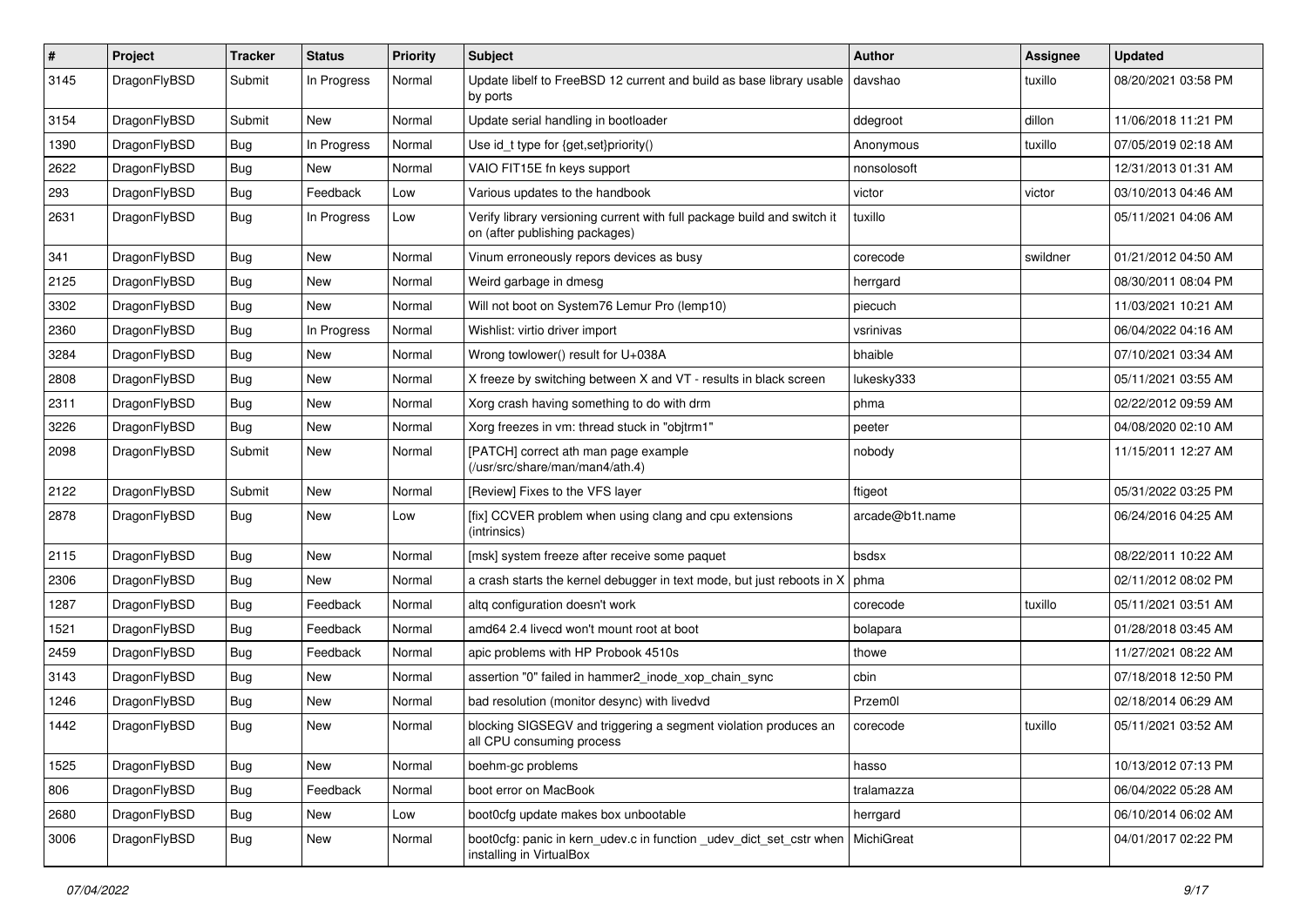| # | Project | Tracker | Status | Priority | Subject | Author | Assignee | Updated |
| --- | --- | --- | --- | --- | --- | --- | --- | --- |
| 3145 | DragonFlyBSD | Submit | In Progress | Normal | Update libelf to FreeBSD 12 current and build as base library usable by ports | davshao | tuxillo | 08/20/2021 03:58 PM |
| 3154 | DragonFlyBSD | Submit | New | Normal | Update serial handling in bootloader | ddegroot | dillon | 11/06/2018 11:21 PM |
| 1390 | DragonFlyBSD | Bug | In Progress | Normal | Use id_t type for {get,set}priority() | Anonymous | tuxillo | 07/05/2019 02:18 AM |
| 2622 | DragonFlyBSD | Bug | New | Normal | VAIO FIT15E fn keys support | nonsolosoft | | 12/31/2013 01:31 AM |
| 293 | DragonFlyBSD | Bug | Feedback | Low | Various updates to the handbook | victor | victor | 03/10/2013 04:46 AM |
| 2631 | DragonFlyBSD | Bug | In Progress | Low | Verify library versioning current with full package build and switch it on (after publishing packages) | tuxillo | | 05/11/2021 04:06 AM |
| 341 | DragonFlyBSD | Bug | New | Normal | Vinum erroneously repors devices as busy | corecode | swildner | 01/21/2012 04:50 AM |
| 2125 | DragonFlyBSD | Bug | New | Normal | Weird garbage in dmesg | herrgard | | 08/30/2011 08:04 PM |
| 3302 | DragonFlyBSD | Bug | New | Normal | Will not boot on System76 Lemur Pro (lemp10) | piecuch | | 11/03/2021 10:21 AM |
| 2360 | DragonFlyBSD | Bug | In Progress | Normal | Wishlist: virtio driver import | vsrinivas | | 06/04/2022 04:16 AM |
| 3284 | DragonFlyBSD | Bug | New | Normal | Wrong towlower() result for U+038A | bhaible | | 07/10/2021 03:34 AM |
| 2808 | DragonFlyBSD | Bug | New | Normal | X freeze by switching between X and VT - results in black screen | lukesky333 | | 05/11/2021 03:55 AM |
| 2311 | DragonFlyBSD | Bug | New | Normal | Xorg crash having something to do with drm | phma | | 02/22/2012 09:59 AM |
| 3226 | DragonFlyBSD | Bug | New | Normal | Xorg freezes in vm: thread stuck in "objtrm1" | peeter | | 04/08/2020 02:10 AM |
| 2098 | DragonFlyBSD | Submit | New | Normal | [PATCH] correct ath man page example (/usr/src/share/man/man4/ath.4) | nobody | | 11/15/2011 12:27 AM |
| 2122 | DragonFlyBSD | Submit | New | Normal | [Review] Fixes to the VFS layer | ftigeot | | 05/31/2022 03:25 PM |
| 2878 | DragonFlyBSD | Bug | New | Low | [fix] CCVER problem when using clang and cpu extensions (intrinsics) | arcade@b1t.name | | 06/24/2016 04:25 AM |
| 2115 | DragonFlyBSD | Bug | New | Normal | [msk] system freeze after receive some paquet | bsdsx | | 08/22/2011 10:22 AM |
| 2306 | DragonFlyBSD | Bug | New | Normal | a crash starts the kernel debugger in text mode, but just reboots in X | phma | | 02/11/2012 08:02 PM |
| 1287 | DragonFlyBSD | Bug | Feedback | Normal | altq configuration doesn't work | corecode | tuxillo | 05/11/2021 03:51 AM |
| 1521 | DragonFlyBSD | Bug | Feedback | Normal | amd64 2.4 livecd won't mount root at boot | bolapara | | 01/28/2018 03:45 AM |
| 2459 | DragonFlyBSD | Bug | Feedback | Normal | apic problems with HP Probook 4510s | thowe | | 11/27/2021 08:22 AM |
| 3143 | DragonFlyBSD | Bug | New | Normal | assertion "0" failed in hammer2_inode_xop_chain_sync | cbin | | 07/18/2018 12:50 PM |
| 1246 | DragonFlyBSD | Bug | New | Normal | bad resolution (monitor desync) with livedvd | Przem0l | | 02/18/2014 06:29 AM |
| 1442 | DragonFlyBSD | Bug | New | Normal | blocking SIGSEGV and triggering a segment violation produces an all CPU consuming process | corecode | tuxillo | 05/11/2021 03:52 AM |
| 1525 | DragonFlyBSD | Bug | New | Normal | boehm-gc problems | hasso | | 10/13/2012 07:13 PM |
| 806 | DragonFlyBSD | Bug | Feedback | Normal | boot error on MacBook | tralamazza | | 06/04/2022 05:28 AM |
| 2680 | DragonFlyBSD | Bug | New | Low | boot0cfg update makes box unbootable | herrgard | | 06/10/2014 06:02 AM |
| 3006 | DragonFlyBSD | Bug | New | Normal | boot0cfg: panic in kern_udev.c in function _udev_dict_set_cstr when installing in VirtualBox | MichiGreat | | 04/01/2017 02:22 PM |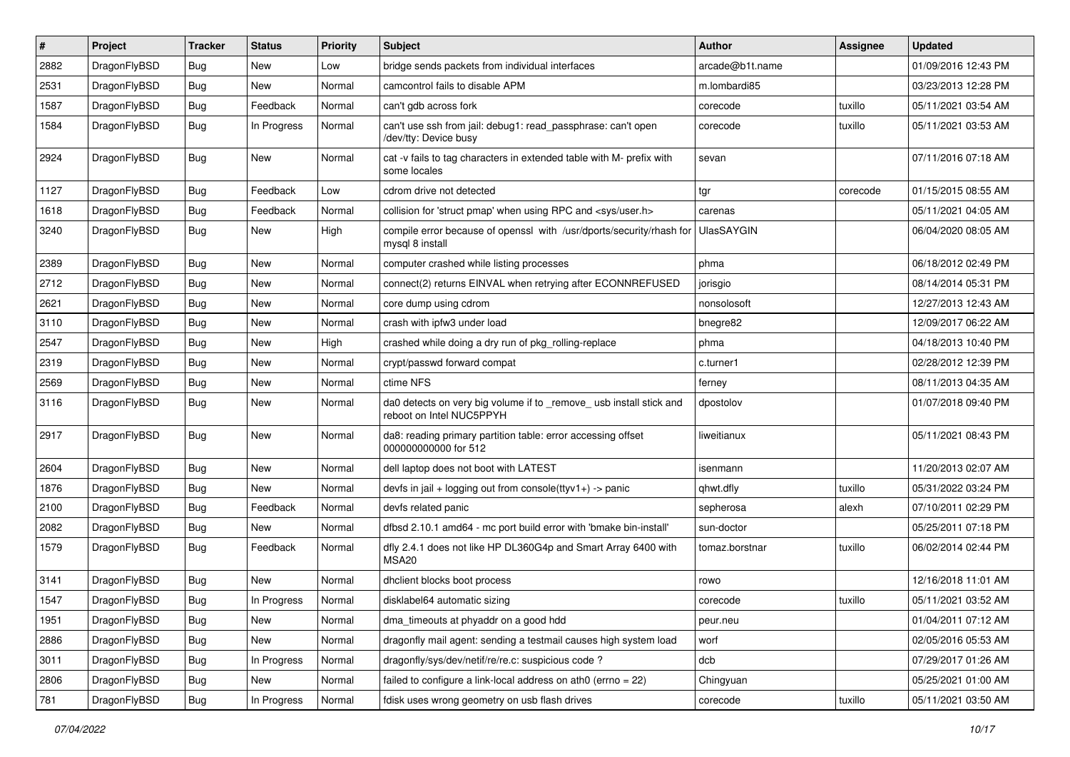| # | Project | Tracker | Status | Priority | Subject | Author | Assignee | Updated |
|---|---|---|---|---|---|---|---|---|
| 2882 | DragonFlyBSD | Bug | New | Low | bridge sends packets from individual interfaces | arcade@b1t.name | | 01/09/2016 12:43 PM |
| 2531 | DragonFlyBSD | Bug | New | Normal | camcontrol fails to disable APM | m.lombardi85 | | 03/23/2013 12:28 PM |
| 1587 | DragonFlyBSD | Bug | Feedback | Normal | can't gdb across fork | corecode | tuxillo | 05/11/2021 03:54 AM |
| 1584 | DragonFlyBSD | Bug | In Progress | Normal | can't use ssh from jail: debug1: read_passphrase: can't open /dev/tty: Device busy | corecode | tuxillo | 05/11/2021 03:53 AM |
| 2924 | DragonFlyBSD | Bug | New | Normal | cat -v fails to tag characters in extended table with M- prefix with some locales | sevan | | 07/11/2016 07:18 AM |
| 1127 | DragonFlyBSD | Bug | Feedback | Low | cdrom drive not detected | tgr | corecode | 01/15/2015 08:55 AM |
| 1618 | DragonFlyBSD | Bug | Feedback | Normal | collision for 'struct pmap' when using RPC and <sys/user.h> | carenas | | 05/11/2021 04:05 AM |
| 3240 | DragonFlyBSD | Bug | New | High | compile error because of openssl with /usr/dports/security/rhash for mysql 8 install | UlasSAYGIN | | 06/04/2020 08:05 AM |
| 2389 | DragonFlyBSD | Bug | New | Normal | computer crashed while listing processes | phma | | 06/18/2012 02:49 PM |
| 2712 | DragonFlyBSD | Bug | New | Normal | connect(2) returns EINVAL when retrying after ECONNREFUSED | jorisgio | | 08/14/2014 05:31 PM |
| 2621 | DragonFlyBSD | Bug | New | Normal | core dump using cdrom | nonsolosoft | | 12/27/2013 12:43 AM |
| 3110 | DragonFlyBSD | Bug | New | Normal | crash with ipfw3 under load | bnegre82 | | 12/09/2017 06:22 AM |
| 2547 | DragonFlyBSD | Bug | New | High | crashed while doing a dry run of pkg_rolling-replace | phma | | 04/18/2013 10:40 PM |
| 2319 | DragonFlyBSD | Bug | New | Normal | crypt/passwd forward compat | c.turner1 | | 02/28/2012 12:39 PM |
| 2569 | DragonFlyBSD | Bug | New | Normal | ctime NFS | ferney | | 08/11/2013 04:35 AM |
| 3116 | DragonFlyBSD | Bug | New | Normal | da0 detects on very big volume if to _remove_ usb install stick and reboot on Intel NUC5PPYH | dpostolov | | 01/07/2018 09:40 PM |
| 2917 | DragonFlyBSD | Bug | New | Normal | da8: reading primary partition table: error accessing offset 000000000000 for 512 | liweitianux | | 05/11/2021 08:43 PM |
| 2604 | DragonFlyBSD | Bug | New | Normal | dell laptop does not boot with LATEST | isenmann | | 11/20/2013 02:07 AM |
| 1876 | DragonFlyBSD | Bug | New | Normal | devfs in jail + logging out from console(ttyv1+) -> panic | qhwt.dfly | tuxillo | 05/31/2022 03:24 PM |
| 2100 | DragonFlyBSD | Bug | Feedback | Normal | devfs related panic | sepherosa | alexh | 07/10/2011 02:29 PM |
| 2082 | DragonFlyBSD | Bug | New | Normal | dfbsd 2.10.1 amd64 - mc port build error with 'bmake bin-install' | sun-doctor | | 05/25/2011 07:18 PM |
| 1579 | DragonFlyBSD | Bug | Feedback | Normal | dfly 2.4.1 does not like HP DL360G4p and Smart Array 6400 with MSA20 | tomaz.borstnar | tuxillo | 06/02/2014 02:44 PM |
| 3141 | DragonFlyBSD | Bug | New | Normal | dhclient blocks boot process | rowo | | 12/16/2018 11:01 AM |
| 1547 | DragonFlyBSD | Bug | In Progress | Normal | disklabel64 automatic sizing | corecode | tuxillo | 05/11/2021 03:52 AM |
| 1951 | DragonFlyBSD | Bug | New | Normal | dma_timeouts at phyaddr on a good hdd | peur.neu | | 01/04/2011 07:12 AM |
| 2886 | DragonFlyBSD | Bug | New | Normal | dragonfly mail agent: sending a testmail causes high system load | worf | | 02/05/2016 05:53 AM |
| 3011 | DragonFlyBSD | Bug | In Progress | Normal | dragonfly/sys/dev/netif/re/re.c: suspicious code ? | dcb | | 07/29/2017 01:26 AM |
| 2806 | DragonFlyBSD | Bug | New | Normal | failed to configure a link-local address on ath0 (errno = 22) | Chingyuan | | 05/25/2021 01:00 AM |
| 781 | DragonFlyBSD | Bug | In Progress | Normal | fdisk uses wrong geometry on usb flash drives | corecode | tuxillo | 05/11/2021 03:50 AM |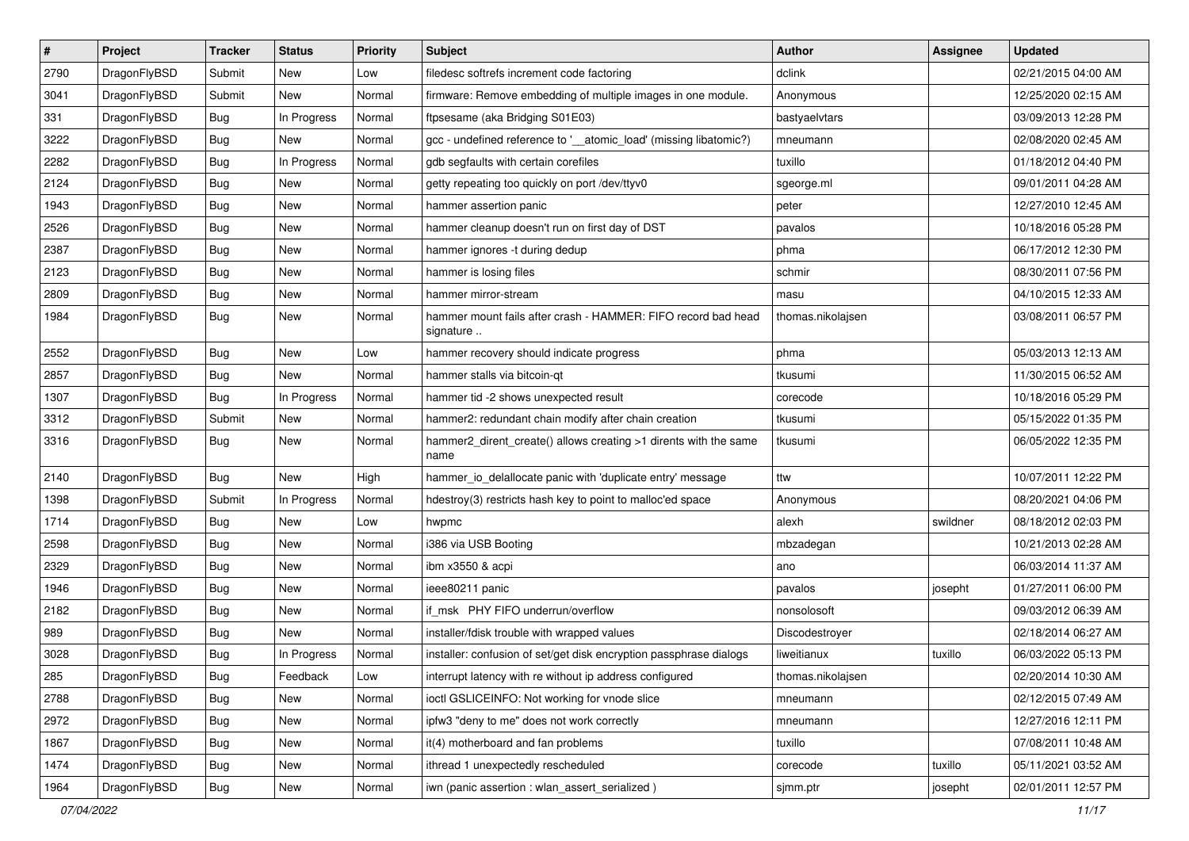| # | Project | Tracker | Status | Priority | Subject | Author | Assignee | Updated |
|---|---|---|---|---|---|---|---|---|
| 2790 | DragonFlyBSD | Submit | New | Low | filedesc softrefs increment code factoring | dclink | | 02/21/2015 04:00 AM |
| 3041 | DragonFlyBSD | Submit | New | Normal | firmware: Remove embedding of multiple images in one module. | Anonymous | | 12/25/2020 02:15 AM |
| 331 | DragonFlyBSD | Bug | In Progress | Normal | ftpsesame (aka Bridging S01E03) | bastyaelvtars | | 03/09/2013 12:28 PM |
| 3222 | DragonFlyBSD | Bug | New | Normal | gcc - undefined reference to '__atomic_load' (missing libatomic?) | mneumann | | 02/08/2020 02:45 AM |
| 2282 | DragonFlyBSD | Bug | In Progress | Normal | gdb segfaults with certain corefiles | tuxillo | | 01/18/2012 04:40 PM |
| 2124 | DragonFlyBSD | Bug | New | Normal | getty repeating too quickly on port /dev/ttyv0 | sgeorge.ml | | 09/01/2011 04:28 AM |
| 1943 | DragonFlyBSD | Bug | New | Normal | hammer assertion panic | peter | | 12/27/2010 12:45 AM |
| 2526 | DragonFlyBSD | Bug | New | Normal | hammer cleanup doesn't run on first day of DST | pavalos | | 10/18/2016 05:28 PM |
| 2387 | DragonFlyBSD | Bug | New | Normal | hammer ignores -t during dedup | phma | | 06/17/2012 12:30 PM |
| 2123 | DragonFlyBSD | Bug | New | Normal | hammer is losing files | schmir | | 08/30/2011 07:56 PM |
| 2809 | DragonFlyBSD | Bug | New | Normal | hammer mirror-stream | masu | | 04/10/2015 12:33 AM |
| 1984 | DragonFlyBSD | Bug | New | Normal | hammer mount fails after crash - HAMMER: FIFO record bad head signature .. | thomas.nikolajsen | | 03/08/2011 06:57 PM |
| 2552 | DragonFlyBSD | Bug | New | Low | hammer recovery should indicate progress | phma | | 05/03/2013 12:13 AM |
| 2857 | DragonFlyBSD | Bug | New | Normal | hammer stalls via bitcoin-qt | tkusumi | | 11/30/2015 06:52 AM |
| 1307 | DragonFlyBSD | Bug | In Progress | Normal | hammer tid -2 shows unexpected result | corecode | | 10/18/2016 05:29 PM |
| 3312 | DragonFlyBSD | Submit | New | Normal | hammer2: redundant chain modify after chain creation | tkusumi | | 05/15/2022 01:35 PM |
| 3316 | DragonFlyBSD | Bug | New | Normal | hammer2_dirent_create() allows creating >1 dirents with the same name | tkusumi | | 06/05/2022 12:35 PM |
| 2140 | DragonFlyBSD | Bug | New | High | hammer_io_delallocate panic with 'duplicate entry' message | ttw | | 10/07/2011 12:22 PM |
| 1398 | DragonFlyBSD | Submit | In Progress | Normal | hdestroy(3) restricts hash key to point to malloc'ed space | Anonymous | | 08/20/2021 04:06 PM |
| 1714 | DragonFlyBSD | Bug | New | Low | hwpmc | alexh | swildner | 08/18/2012 02:03 PM |
| 2598 | DragonFlyBSD | Bug | New | Normal | i386 via USB Booting | mbzadegan | | 10/21/2013 02:28 AM |
| 2329 | DragonFlyBSD | Bug | New | Normal | ibm x3550 & acpi | ano | | 06/03/2014 11:37 AM |
| 1946 | DragonFlyBSD | Bug | New | Normal | ieee80211 panic | pavalos | josepht | 01/27/2011 06:00 PM |
| 2182 | DragonFlyBSD | Bug | New | Normal | if_msk PHY FIFO underrun/overflow | nonsolosoft | | 09/03/2012 06:39 AM |
| 989 | DragonFlyBSD | Bug | New | Normal | installer/fdisk trouble with wrapped values | Discodestroyer | | 02/18/2014 06:27 AM |
| 3028 | DragonFlyBSD | Bug | In Progress | Normal | installer: confusion of set/get disk encryption passphrase dialogs | liweitianux | tuxillo | 06/03/2022 05:13 PM |
| 285 | DragonFlyBSD | Bug | Feedback | Low | interrupt latency with re without ip address configured | thomas.nikolajsen | | 02/20/2014 10:30 AM |
| 2788 | DragonFlyBSD | Bug | New | Normal | ioctl GSLICEINFO: Not working for vnode slice | mneumann | | 02/12/2015 07:49 AM |
| 2972 | DragonFlyBSD | Bug | New | Normal | ipfw3 "deny to me" does not work correctly | mneumann | | 12/27/2016 12:11 PM |
| 1867 | DragonFlyBSD | Bug | New | Normal | it(4) motherboard and fan problems | tuxillo | | 07/08/2011 10:48 AM |
| 1474 | DragonFlyBSD | Bug | New | Normal | ithread 1 unexpectedly rescheduled | corecode | tuxillo | 05/11/2021 03:52 AM |
| 1964 | DragonFlyBSD | Bug | New | Normal | iwn (panic assertion : wlan_assert_serialized ) | sjmm.ptr | josepht | 02/01/2011 12:57 PM |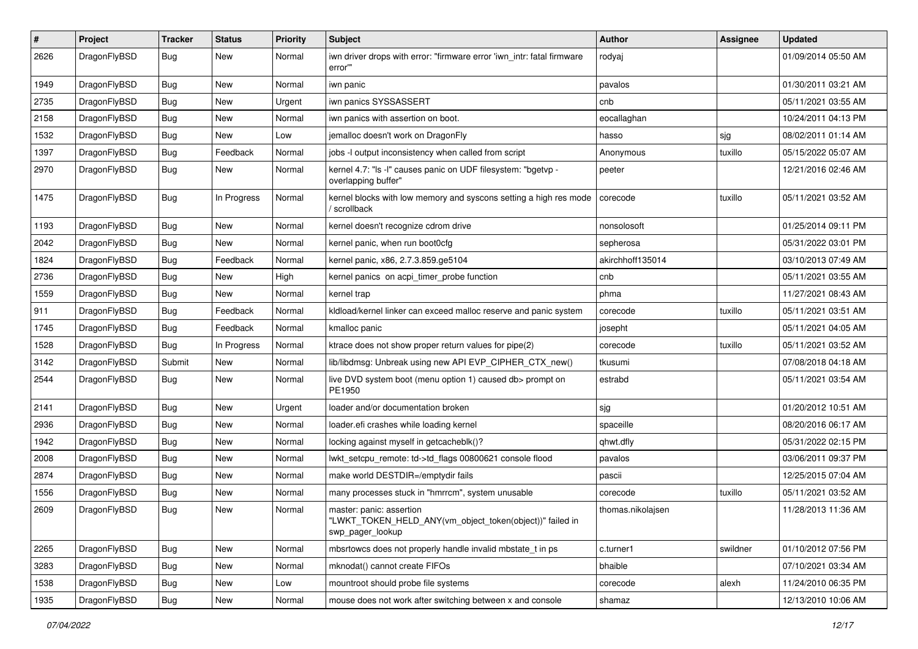| # | Project | Tracker | Status | Priority | Subject | Author | Assignee | Updated |
|---|---|---|---|---|---|---|---|---|
| 2626 | DragonFlyBSD | Bug | New | Normal | iwn driver drops with error: "firmware error 'iwn_intr: fatal firmware error'" | rodyaj | | 01/09/2014 05:50 AM |
| 1949 | DragonFlyBSD | Bug | New | Normal | iwn panic | pavalos | | 01/30/2011 03:21 AM |
| 2735 | DragonFlyBSD | Bug | New | Urgent | iwn panics SYSSASSERT | cnb | | 05/11/2021 03:55 AM |
| 2158 | DragonFlyBSD | Bug | New | Normal | iwn panics with assertion on boot. | eocallaghan | | 10/24/2011 04:13 PM |
| 1532 | DragonFlyBSD | Bug | New | Low | jemalloc doesn't work on DragonFly | hasso | sjg | 08/02/2011 01:14 AM |
| 1397 | DragonFlyBSD | Bug | Feedback | Normal | jobs -l output inconsistency when called from script | Anonymous | tuxillo | 05/15/2022 05:07 AM |
| 2970 | DragonFlyBSD | Bug | New | Normal | kernel 4.7: "ls -l" causes panic on UDF filesystem: "bgetvp - overlapping buffer" | peeter | | 12/21/2016 02:46 AM |
| 1475 | DragonFlyBSD | Bug | In Progress | Normal | kernel blocks with low memory and syscons setting a high res mode / scrollback | corecode | tuxillo | 05/11/2021 03:52 AM |
| 1193 | DragonFlyBSD | Bug | New | Normal | kernel doesn't recognize cdrom drive | nonsolosoft | | 01/25/2014 09:11 PM |
| 2042 | DragonFlyBSD | Bug | New | Normal | kernel panic, when run boot0cfg | sepherosa | | 05/31/2022 03:01 PM |
| 1824 | DragonFlyBSD | Bug | Feedback | Normal | kernel panic, x86, 2.7.3.859.ge5104 | akirchhoff135014 | | 03/10/2013 07:49 AM |
| 2736 | DragonFlyBSD | Bug | New | High | kernel panics on acpi_timer_probe function | cnb | | 05/11/2021 03:55 AM |
| 1559 | DragonFlyBSD | Bug | New | Normal | kernel trap | phma | | 11/27/2021 08:43 AM |
| 911 | DragonFlyBSD | Bug | Feedback | Normal | kldload/kernel linker can exceed malloc reserve and panic system | corecode | tuxillo | 05/11/2021 03:51 AM |
| 1745 | DragonFlyBSD | Bug | Feedback | Normal | kmalloc panic | josepht | | 05/11/2021 04:05 AM |
| 1528 | DragonFlyBSD | Bug | In Progress | Normal | ktrace does not show proper return values for pipe(2) | corecode | tuxillo | 05/11/2021 03:52 AM |
| 3142 | DragonFlyBSD | Submit | New | Normal | lib/libdmsg: Unbreak using new API EVP_CIPHER_CTX_new() | tkusumi | | 07/08/2018 04:18 AM |
| 2544 | DragonFlyBSD | Bug | New | Normal | live DVD system boot (menu option 1) caused db> prompt on PE1950 | estrabd | | 05/11/2021 03:54 AM |
| 2141 | DragonFlyBSD | Bug | New | Urgent | loader and/or documentation broken | sjg | | 01/20/2012 10:51 AM |
| 2936 | DragonFlyBSD | Bug | New | Normal | loader.efi crashes while loading kernel | spaceille | | 08/20/2016 06:17 AM |
| 1942 | DragonFlyBSD | Bug | New | Normal | locking against myself in getcacheblk()? | qhwt.dfly | | 05/31/2022 02:15 PM |
| 2008 | DragonFlyBSD | Bug | New | Normal | lwkt_setcpu_remote: td->td_flags 00800621 console flood | pavalos | | 03/06/2011 09:37 PM |
| 2874 | DragonFlyBSD | Bug | New | Normal | make world DESTDIR=/emptydir fails | pascii | | 12/25/2015 07:04 AM |
| 1556 | DragonFlyBSD | Bug | New | Normal | many processes stuck in "hmrrcm", system unusable | corecode | tuxillo | 05/11/2021 03:52 AM |
| 2609 | DragonFlyBSD | Bug | New | Normal | master: panic: assertion "LWKT_TOKEN_HELD_ANY(vm_object_token(object))" failed in swp_pager_lookup | thomas.nikolajsen | | 11/28/2013 11:36 AM |
| 2265 | DragonFlyBSD | Bug | New | Normal | mbsrtowcs does not properly handle invalid mbstate_t in ps | c.turner1 | swildner | 01/10/2012 07:56 PM |
| 3283 | DragonFlyBSD | Bug | New | Normal | mknodat() cannot create FIFOs | bhaible | | 07/10/2021 03:34 AM |
| 1538 | DragonFlyBSD | Bug | New | Low | mountroot should probe file systems | corecode | alexh | 11/24/2010 06:35 PM |
| 1935 | DragonFlyBSD | Bug | New | Normal | mouse does not work after switching between x and console | shamaz | | 12/13/2010 10:06 AM |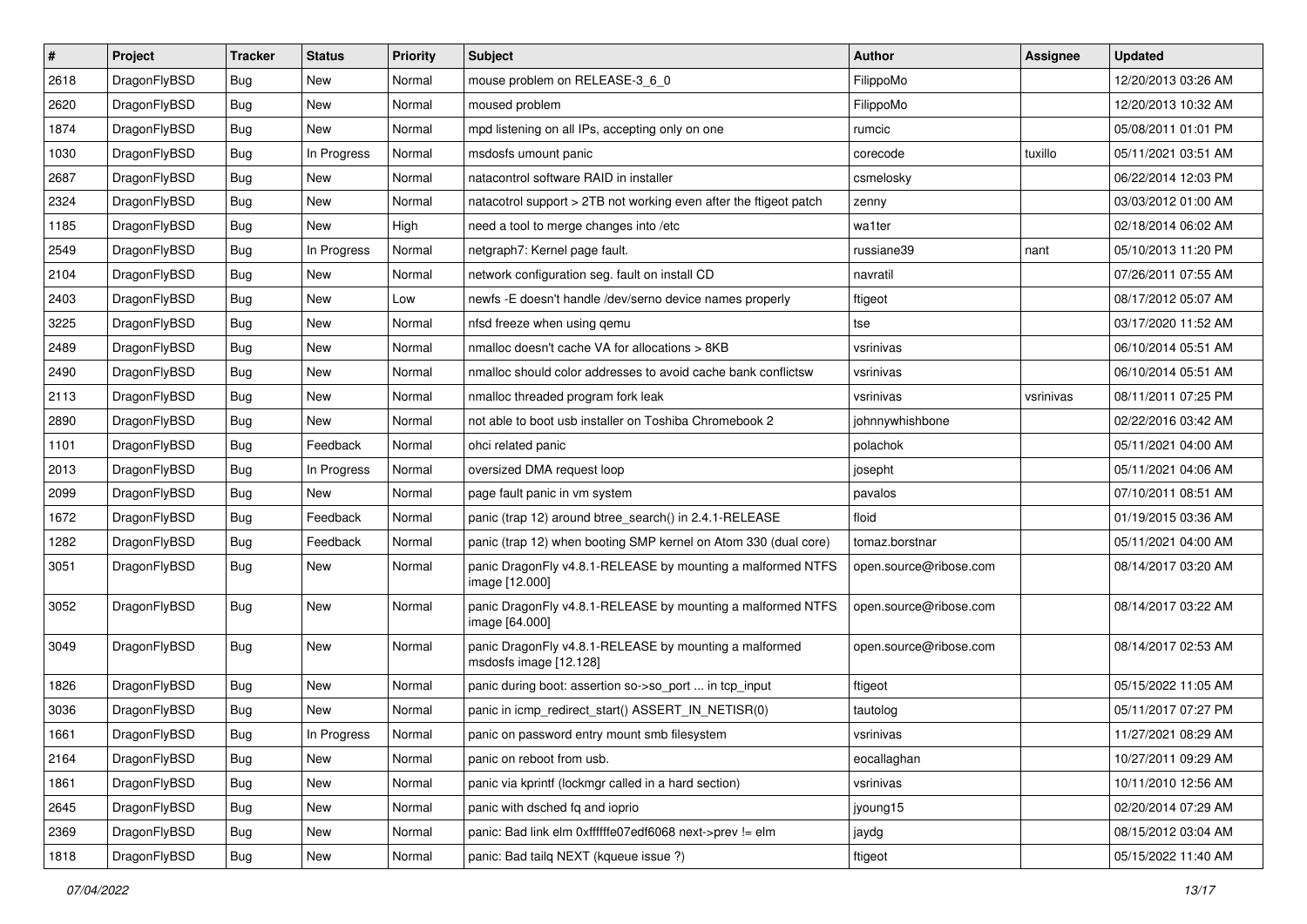| # | Project | Tracker | Status | Priority | Subject | Author | Assignee | Updated |
|---|---|---|---|---|---|---|---|---|
| 2618 | DragonFlyBSD | Bug | New | Normal | mouse problem on RELEASE-3_6_0 | FilippoMo | | 12/20/2013 03:26 AM |
| 2620 | DragonFlyBSD | Bug | New | Normal | moused problem | FilippoMo | | 12/20/2013 10:32 AM |
| 1874 | DragonFlyBSD | Bug | New | Normal | mpd listening on all IPs, accepting only on one | rumcic | | 05/08/2011 01:01 PM |
| 1030 | DragonFlyBSD | Bug | In Progress | Normal | msdosfs umount panic | corecode | tuxillo | 05/11/2021 03:51 AM |
| 2687 | DragonFlyBSD | Bug | New | Normal | natacontrol software RAID in installer | csmelosky | | 06/22/2014 12:03 PM |
| 2324 | DragonFlyBSD | Bug | New | Normal | natacotrol support > 2TB not working even after the ftigeot patch | zenny | | 03/03/2012 01:00 AM |
| 1185 | DragonFlyBSD | Bug | New | High | need a tool to merge changes into /etc | wa1ter | | 02/18/2014 06:02 AM |
| 2549 | DragonFlyBSD | Bug | In Progress | Normal | netgraph7: Kernel page fault. | russiane39 | nant | 05/10/2013 11:20 PM |
| 2104 | DragonFlyBSD | Bug | New | Normal | network configuration seg. fault on install CD | navratil | | 07/26/2011 07:55 AM |
| 2403 | DragonFlyBSD | Bug | New | Low | newfs -E doesn't handle /dev/serno device names properly | ftigeot | | 08/17/2012 05:07 AM |
| 3225 | DragonFlyBSD | Bug | New | Normal | nfsd freeze when using qemu | tse | | 03/17/2020 11:52 AM |
| 2489 | DragonFlyBSD | Bug | New | Normal | nmalloc doesn't cache VA for allocations > 8KB | vsrinivas | | 06/10/2014 05:51 AM |
| 2490 | DragonFlyBSD | Bug | New | Normal | nmalloc should color addresses to avoid cache bank conflictsw | vsrinivas | | 06/10/2014 05:51 AM |
| 2113 | DragonFlyBSD | Bug | New | Normal | nmalloc threaded program fork leak | vsrinivas | vsrinivas | 08/11/2011 07:25 PM |
| 2890 | DragonFlyBSD | Bug | New | Normal | not able to boot usb installer on Toshiba Chromebook 2 | johnnywhishbone | | 02/22/2016 03:42 AM |
| 1101 | DragonFlyBSD | Bug | Feedback | Normal | ohci related panic | polachok | | 05/11/2021 04:00 AM |
| 2013 | DragonFlyBSD | Bug | In Progress | Normal | oversized DMA request loop | josepht | | 05/11/2021 04:06 AM |
| 2099 | DragonFlyBSD | Bug | New | Normal | page fault panic in vm system | pavalos | | 07/10/2011 08:51 AM |
| 1672 | DragonFlyBSD | Bug | Feedback | Normal | panic (trap 12) around btree_search() in 2.4.1-RELEASE | floid | | 01/19/2015 03:36 AM |
| 1282 | DragonFlyBSD | Bug | Feedback | Normal | panic (trap 12) when booting SMP kernel on Atom 330 (dual core) | tomaz.borstnar | | 05/11/2021 04:00 AM |
| 3051 | DragonFlyBSD | Bug | New | Normal | panic DragonFly v4.8.1-RELEASE by mounting a malformed NTFS image [12.000] | open.source@ribose.com | | 08/14/2017 03:20 AM |
| 3052 | DragonFlyBSD | Bug | New | Normal | panic DragonFly v4.8.1-RELEASE by mounting a malformed NTFS image [64.000] | open.source@ribose.com | | 08/14/2017 03:22 AM |
| 3049 | DragonFlyBSD | Bug | New | Normal | panic DragonFly v4.8.1-RELEASE by mounting a malformed msdosfs image [12.128] | open.source@ribose.com | | 08/14/2017 02:53 AM |
| 1826 | DragonFlyBSD | Bug | New | Normal | panic during boot: assertion so->so_port ... in tcp_input | ftigeot | | 05/15/2022 11:05 AM |
| 3036 | DragonFlyBSD | Bug | New | Normal | panic in icmp_redirect_start() ASSERT_IN_NETISR(0) | tautolog | | 05/11/2017 07:27 PM |
| 1661 | DragonFlyBSD | Bug | In Progress | Normal | panic on password entry mount smb filesystem | vsrinivas | | 11/27/2021 08:29 AM |
| 2164 | DragonFlyBSD | Bug | New | Normal | panic on reboot from usb. | eocallaghan | | 10/27/2011 09:29 AM |
| 1861 | DragonFlyBSD | Bug | New | Normal | panic via kprintf (lockmgr called in a hard section) | vsrinivas | | 10/11/2010 12:56 AM |
| 2645 | DragonFlyBSD | Bug | New | Normal | panic with dsched fq and ioprio | jyoung15 | | 02/20/2014 07:29 AM |
| 2369 | DragonFlyBSD | Bug | New | Normal | panic: Bad link elm 0xffffffe07edf6068 next->prev != elm | jaydg | | 08/15/2012 03:04 AM |
| 1818 | DragonFlyBSD | Bug | New | Normal | panic: Bad tailq NEXT (kqueue issue ?) | ftigeot | | 05/15/2022 11:40 AM |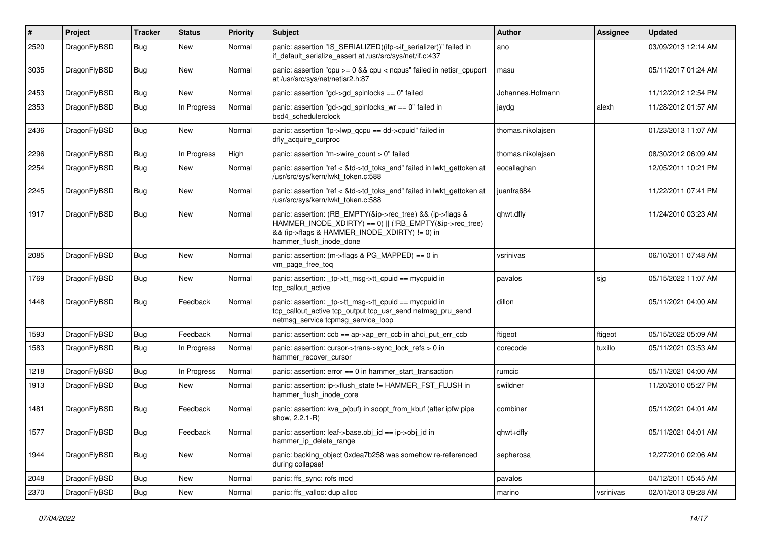| # | Project | Tracker | Status | Priority | Subject | Author | Assignee | Updated |
|---|---|---|---|---|---|---|---|---|
| 2520 | DragonFlyBSD | Bug | New | Normal | panic: assertion "IS_SERIALIZED((ifp->if_serializer))" failed in if_default_serialize_assert at /usr/src/sys/net/if.c:437 | ano | | 03/09/2013 12:14 AM |
| 3035 | DragonFlyBSD | Bug | New | Normal | panic: assertion "cpu >= 0 && cpu < ncpus" failed in netisr_cpuport at /usr/src/sys/net/netisr2.h:87 | masu | | 05/11/2017 01:24 AM |
| 2453 | DragonFlyBSD | Bug | New | Normal | panic: assertion "gd->gd_spinlocks == 0" failed | Johannes.Hofmann | | 11/12/2012 12:54 PM |
| 2353 | DragonFlyBSD | Bug | In Progress | Normal | panic: assertion "gd->gd_spinlocks_wr == 0" failed in bsd4_schedulerclock | jaydg | alexh | 11/28/2012 01:57 AM |
| 2436 | DragonFlyBSD | Bug | New | Normal | panic: assertion "lp->lwp_qcpu == dd->cpuid" failed in dfly_acquire_curproc | thomas.nikolajsen | | 01/23/2013 11:07 AM |
| 2296 | DragonFlyBSD | Bug | In Progress | High | panic: assertion "m->wire_count > 0" failed | thomas.nikolajsen | | 08/30/2012 06:09 AM |
| 2254 | DragonFlyBSD | Bug | New | Normal | panic: assertion "ref < &td->td_toks_end" failed in lwkt_gettoken at /usr/src/sys/kern/lwkt_token.c:588 | eocallaghan | | 12/05/2011 10:21 PM |
| 2245 | DragonFlyBSD | Bug | New | Normal | panic: assertion "ref < &td->td_toks_end" failed in lwkt_gettoken at /usr/src/sys/kern/lwkt_token.c:588 | juanfra684 | | 11/22/2011 07:41 PM |
| 1917 | DragonFlyBSD | Bug | New | Normal | panic: assertion: (RB_EMPTY(&ip->rec_tree) && (ip->flags & HAMMER_INODE_XDIRTY) == 0) \|\| (!RB_EMPTY(&ip->rec_tree) && (ip->flags & HAMMER_INODE_XDIRTY) != 0) in hammer_flush_inode_done | qhwt.dfly | | 11/24/2010 03:23 AM |
| 2085 | DragonFlyBSD | Bug | New | Normal | panic: assertion: (m->flags & PG_MAPPED) == 0 in vm_page_free_toq | vsrinivas | | 06/10/2011 07:48 AM |
| 1769 | DragonFlyBSD | Bug | New | Normal | panic: assertion: _tp->tt_msg->tt_cpuid == mycpuid in tcp_callout_active | pavalos | sjg | 05/15/2022 11:07 AM |
| 1448 | DragonFlyBSD | Bug | Feedback | Normal | panic: assertion: _tp->tt_msg->tt_cpuid == mycpuid in tcp_callout_active tcp_output tcp_usr_send netmsg_pru_send netmsg_service tcpmsg_service_loop | dillon | | 05/11/2021 04:00 AM |
| 1593 | DragonFlyBSD | Bug | Feedback | Normal | panic: assertion: ccb == ap->ap_err_ccb in ahci_put_err_ccb | ftigeot | ftigeot | 05/15/2022 05:09 AM |
| 1583 | DragonFlyBSD | Bug | In Progress | Normal | panic: assertion: cursor->trans->sync_lock_refs > 0 in hammer_recover_cursor | corecode | tuxillo | 05/11/2021 03:53 AM |
| 1218 | DragonFlyBSD | Bug | In Progress | Normal | panic: assertion: error == 0 in hammer_start_transaction | rumcic | | 05/11/2021 04:00 AM |
| 1913 | DragonFlyBSD | Bug | New | Normal | panic: assertion: ip->flush_state != HAMMER_FST_FLUSH in hammer_flush_inode_core | swildner | | 11/20/2010 05:27 PM |
| 1481 | DragonFlyBSD | Bug | Feedback | Normal | panic: assertion: kva_p(buf) in soopt_from_kbuf (after ipfw pipe show, 2.2.1-R) | combiner | | 05/11/2021 04:01 AM |
| 1577 | DragonFlyBSD | Bug | Feedback | Normal | panic: assertion: leaf->base.obj_id == ip->obj_id in hammer_ip_delete_range | qhwt+dfly | | 05/11/2021 04:01 AM |
| 1944 | DragonFlyBSD | Bug | New | Normal | panic: backing_object 0xdea7b258 was somehow re-referenced during collapse! | sepherosa | | 12/27/2010 02:06 AM |
| 2048 | DragonFlyBSD | Bug | New | Normal | panic: ffs_sync: rofs mod | pavalos | | 04/12/2011 05:45 AM |
| 2370 | DragonFlyBSD | Bug | New | Normal | panic: ffs_valloc: dup alloc | marino | vsrinivas | 02/01/2013 09:28 AM |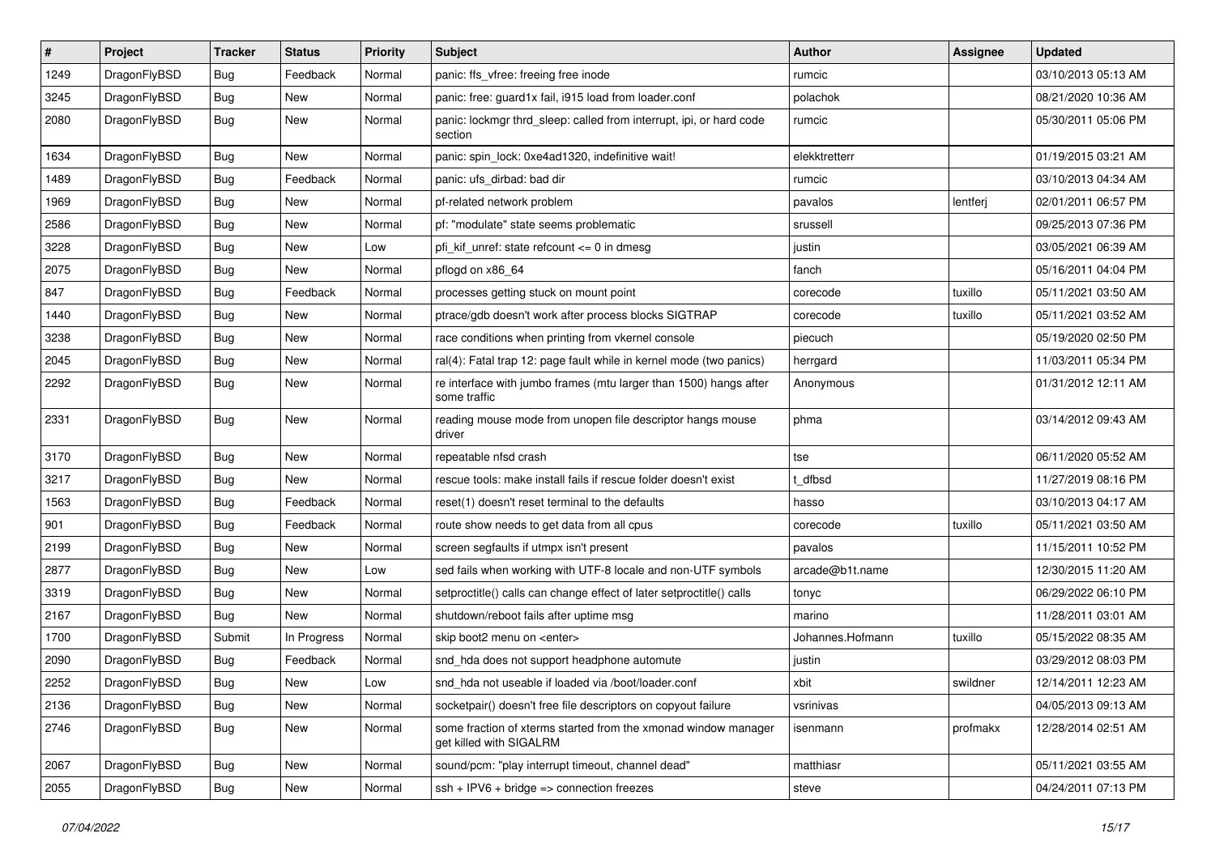| # | Project | Tracker | Status | Priority | Subject | Author | Assignee | Updated |
| --- | --- | --- | --- | --- | --- | --- | --- | --- |
| 1249 | DragonFlyBSD | Bug | Feedback | Normal | panic: ffs_vfree: freeing free inode | rumcic | | 03/10/2013 05:13 AM |
| 3245 | DragonFlyBSD | Bug | New | Normal | panic: free: guard1x fail, i915 load from loader.conf | polachok | | 08/21/2020 10:36 AM |
| 2080 | DragonFlyBSD | Bug | New | Normal | panic: lockmgr thrd_sleep: called from interrupt, ipi, or hard code section | rumcic | | 05/30/2011 05:06 PM |
| 1634 | DragonFlyBSD | Bug | New | Normal | panic: spin_lock: 0xe4ad1320, indefinitive wait! | elekktretterr | | 01/19/2015 03:21 AM |
| 1489 | DragonFlyBSD | Bug | Feedback | Normal | panic: ufs_dirbad: bad dir | rumcic | | 03/10/2013 04:34 AM |
| 1969 | DragonFlyBSD | Bug | New | Normal | pf-related network problem | pavalos | lentferj | 02/01/2011 06:57 PM |
| 2586 | DragonFlyBSD | Bug | New | Normal | pf: "modulate" state seems problematic | srussell | | 09/25/2013 07:36 PM |
| 3228 | DragonFlyBSD | Bug | New | Low | pfi_kif_unref: state refcount <= 0 in dmesg | justin | | 03/05/2021 06:39 AM |
| 2075 | DragonFlyBSD | Bug | New | Normal | pflogd on x86_64 | fanch | | 05/16/2011 04:04 PM |
| 847 | DragonFlyBSD | Bug | Feedback | Normal | processes getting stuck on mount point | corecode | tuxillo | 05/11/2021 03:50 AM |
| 1440 | DragonFlyBSD | Bug | New | Normal | ptrace/gdb doesn't work after process blocks SIGTRAP | corecode | tuxillo | 05/11/2021 03:52 AM |
| 3238 | DragonFlyBSD | Bug | New | Normal | race conditions when printing from vkernel console | piecuch | | 05/19/2020 02:50 PM |
| 2045 | DragonFlyBSD | Bug | New | Normal | ral(4): Fatal trap 12: page fault while in kernel mode (two panics) | herrgard | | 11/03/2011 05:34 PM |
| 2292 | DragonFlyBSD | Bug | New | Normal | re interface with jumbo frames (mtu larger than 1500) hangs after some traffic | Anonymous | | 01/31/2012 12:11 AM |
| 2331 | DragonFlyBSD | Bug | New | Normal | reading mouse mode from unopen file descriptor hangs mouse driver | phma | | 03/14/2012 09:43 AM |
| 3170 | DragonFlyBSD | Bug | New | Normal | repeatable nfsd crash | tse | | 06/11/2020 05:52 AM |
| 3217 | DragonFlyBSD | Bug | New | Normal | rescue tools: make install fails if rescue folder doesn't exist | t_dfbsd | | 11/27/2019 08:16 PM |
| 1563 | DragonFlyBSD | Bug | Feedback | Normal | reset(1) doesn't reset terminal to the defaults | hasso | | 03/10/2013 04:17 AM |
| 901 | DragonFlyBSD | Bug | Feedback | Normal | route show needs to get data from all cpus | corecode | tuxillo | 05/11/2021 03:50 AM |
| 2199 | DragonFlyBSD | Bug | New | Normal | screen segfaults if utmpx isn't present | pavalos | | 11/15/2011 10:52 PM |
| 2877 | DragonFlyBSD | Bug | New | Low | sed fails when working with UTF-8 locale and non-UTF symbols | arcade@b1t.name | | 12/30/2015 11:20 AM |
| 3319 | DragonFlyBSD | Bug | New | Normal | setproctitle() calls can change effect of later setproctitle() calls | tonyc | | 06/29/2022 06:10 PM |
| 2167 | DragonFlyBSD | Bug | New | Normal | shutdown/reboot fails after uptime msg | marino | | 11/28/2011 03:01 AM |
| 1700 | DragonFlyBSD | Submit | In Progress | Normal | skip boot2 menu on <enter> | Johannes.Hofmann | tuxillo | 05/15/2022 08:35 AM |
| 2090 | DragonFlyBSD | Bug | Feedback | Normal | snd_hda does not support headphone automute | justin | | 03/29/2012 08:03 PM |
| 2252 | DragonFlyBSD | Bug | New | Low | snd_hda not useable if loaded via /boot/loader.conf | xbit | swildner | 12/14/2011 12:23 AM |
| 2136 | DragonFlyBSD | Bug | New | Normal | socketpair() doesn't free file descriptors on copyout failure | vsrinivas | | 04/05/2013 09:13 AM |
| 2746 | DragonFlyBSD | Bug | New | Normal | some fraction of xterms started from the xmonad window manager get killed with SIGALRM | isenmann | profmakx | 12/28/2014 02:51 AM |
| 2067 | DragonFlyBSD | Bug | New | Normal | sound/pcm: "play interrupt timeout, channel dead" | matthiasr | | 05/11/2021 03:55 AM |
| 2055 | DragonFlyBSD | Bug | New | Normal | ssh + IPV6 + bridge => connection freezes | steve | | 04/24/2011 07:13 PM |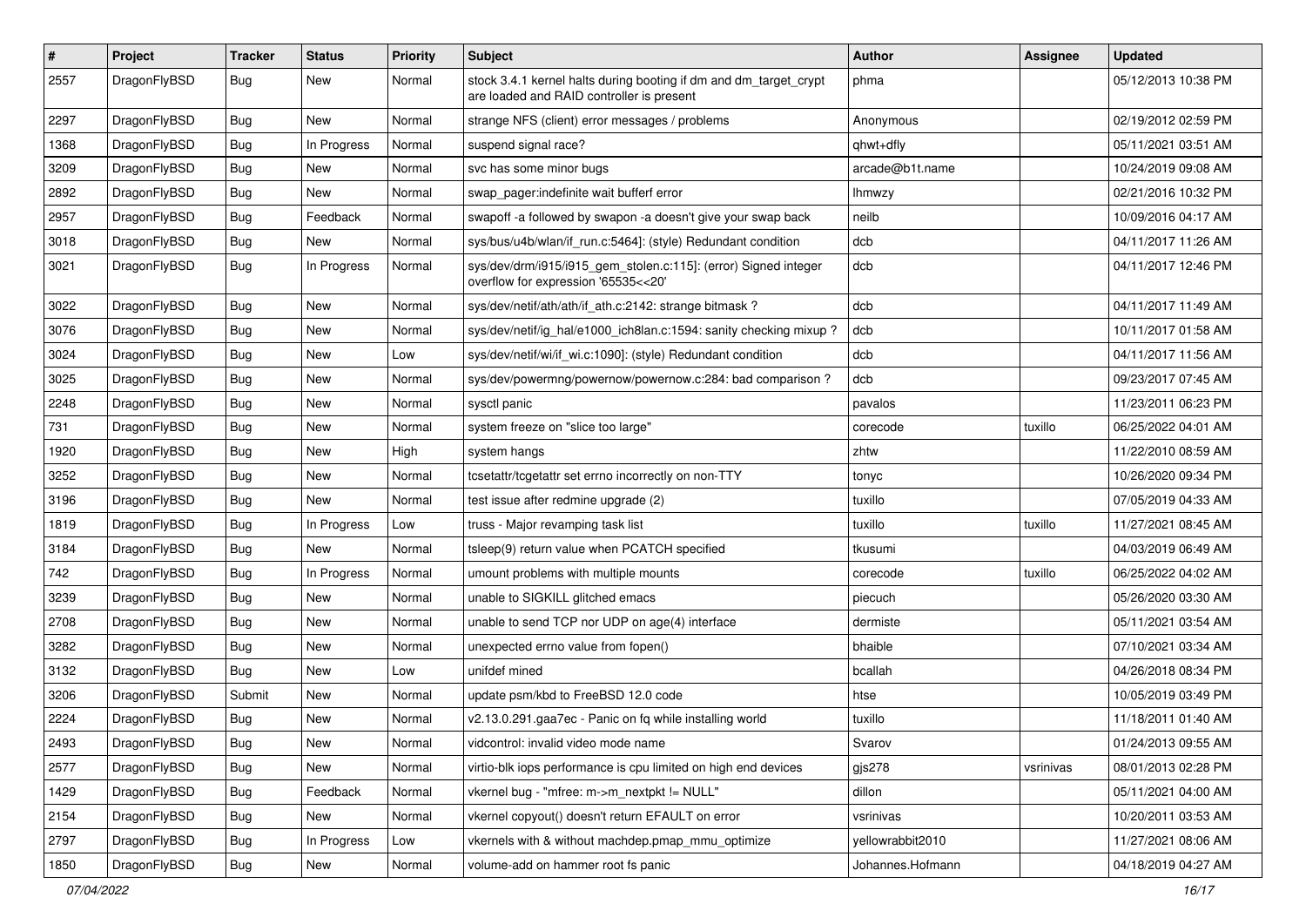| # | Project | Tracker | Status | Priority | Subject | Author | Assignee | Updated |
|---|---|---|---|---|---|---|---|---|
| 2557 | DragonFlyBSD | Bug | New | Normal | stock 3.4.1 kernel halts during booting if dm and dm_target_crypt are loaded and RAID controller is present | phma | | 05/12/2013 10:38 PM |
| 2297 | DragonFlyBSD | Bug | New | Normal | strange NFS (client) error messages / problems | Anonymous | | 02/19/2012 02:59 PM |
| 1368 | DragonFlyBSD | Bug | In Progress | Normal | suspend signal race? | qhwt+dfly | | 05/11/2021 03:51 AM |
| 3209 | DragonFlyBSD | Bug | New | Normal | svc has some minor bugs | arcade@b1t.name | | 10/24/2019 09:08 AM |
| 2892 | DragonFlyBSD | Bug | New | Normal | swap_pager:indefinite wait bufferf error | lhmwzy | | 02/21/2016 10:32 PM |
| 2957 | DragonFlyBSD | Bug | Feedback | Normal | swapoff -a followed by swapon -a doesn't give your swap back | neilb | | 10/09/2016 04:17 AM |
| 3018 | DragonFlyBSD | Bug | New | Normal | sys/bus/u4b/wlan/if_run.c:5464]: (style) Redundant condition | dcb | | 04/11/2017 11:26 AM |
| 3021 | DragonFlyBSD | Bug | In Progress | Normal | sys/dev/drm/i915/i915_gem_stolen.c:115]: (error) Signed integer overflow for expression '65535<<20' | dcb | | 04/11/2017 12:46 PM |
| 3022 | DragonFlyBSD | Bug | New | Normal | sys/dev/netif/ath/ath/if_ath.c:2142: strange bitmask ? | dcb | | 04/11/2017 11:49 AM |
| 3076 | DragonFlyBSD | Bug | New | Normal | sys/dev/netif/ig_hal/e1000_ich8lan.c:1594: sanity checking mixup ? | dcb | | 10/11/2017 01:58 AM |
| 3024 | DragonFlyBSD | Bug | New | Low | sys/dev/netif/wi/if_wi.c:1090]: (style) Redundant condition | dcb | | 04/11/2017 11:56 AM |
| 3025 | DragonFlyBSD | Bug | New | Normal | sys/dev/powermng/powernow/powernow.c:284: bad comparison ? | dcb | | 09/23/2017 07:45 AM |
| 2248 | DragonFlyBSD | Bug | New | Normal | sysctl panic | pavalos | | 11/23/2011 06:23 PM |
| 731 | DragonFlyBSD | Bug | New | Normal | system freeze on "slice too large" | corecode | tuxillo | 06/25/2022 04:01 AM |
| 1920 | DragonFlyBSD | Bug | New | High | system hangs | zhtw | | 11/22/2010 08:59 AM |
| 3252 | DragonFlyBSD | Bug | New | Normal | tcsetattr/tcgetattr set errno incorrectly on non-TTY | tonyc | | 10/26/2020 09:34 PM |
| 3196 | DragonFlyBSD | Bug | New | Normal | test issue after redmine upgrade (2) | tuxillo | | 07/05/2019 04:33 AM |
| 1819 | DragonFlyBSD | Bug | In Progress | Low | truss - Major revamping task list | tuxillo | tuxillo | 11/27/2021 08:45 AM |
| 3184 | DragonFlyBSD | Bug | New | Normal | tsleep(9) return value when PCATCH specified | tkusumi | | 04/03/2019 06:49 AM |
| 742 | DragonFlyBSD | Bug | In Progress | Normal | umount problems with multiple mounts | corecode | tuxillo | 06/25/2022 04:02 AM |
| 3239 | DragonFlyBSD | Bug | New | Normal | unable to SIGKILL glitched emacs | piecuch | | 05/26/2020 03:30 AM |
| 2708 | DragonFlyBSD | Bug | New | Normal | unable to send TCP nor UDP on age(4) interface | dermiste | | 05/11/2021 03:54 AM |
| 3282 | DragonFlyBSD | Bug | New | Normal | unexpected errno value from fopen() | bhaible | | 07/10/2021 03:34 AM |
| 3132 | DragonFlyBSD | Bug | New | Low | unifdef mined | bcallah | | 04/26/2018 08:34 PM |
| 3206 | DragonFlyBSD | Submit | New | Normal | update psm/kbd to FreeBSD 12.0 code | htse | | 10/05/2019 03:49 PM |
| 2224 | DragonFlyBSD | Bug | New | Normal | v2.13.0.291.gaa7ec - Panic on fq while installing world | tuxillo | | 11/18/2011 01:40 AM |
| 2493 | DragonFlyBSD | Bug | New | Normal | vidcontrol: invalid video mode name | Svarov | | 01/24/2013 09:55 AM |
| 2577 | DragonFlyBSD | Bug | New | Normal | virtio-blk iops performance is cpu limited on high end devices | gjs278 | vsrinivas | 08/01/2013 02:28 PM |
| 1429 | DragonFlyBSD | Bug | Feedback | Normal | vkernel bug - "mfree: m->m_nextpkt != NULL" | dillon | | 05/11/2021 04:00 AM |
| 2154 | DragonFlyBSD | Bug | New | Normal | vkernel copyout() doesn't return EFAULT on error | vsrinivas | | 10/20/2011 03:53 AM |
| 2797 | DragonFlyBSD | Bug | In Progress | Low | vkernels with & without machdep.pmap_mmu_optimize | yellowrabbit2010 | | 11/27/2021 08:06 AM |
| 1850 | DragonFlyBSD | Bug | New | Normal | volume-add on hammer root fs panic | Johannes.Hofmann | | 04/18/2019 04:27 AM |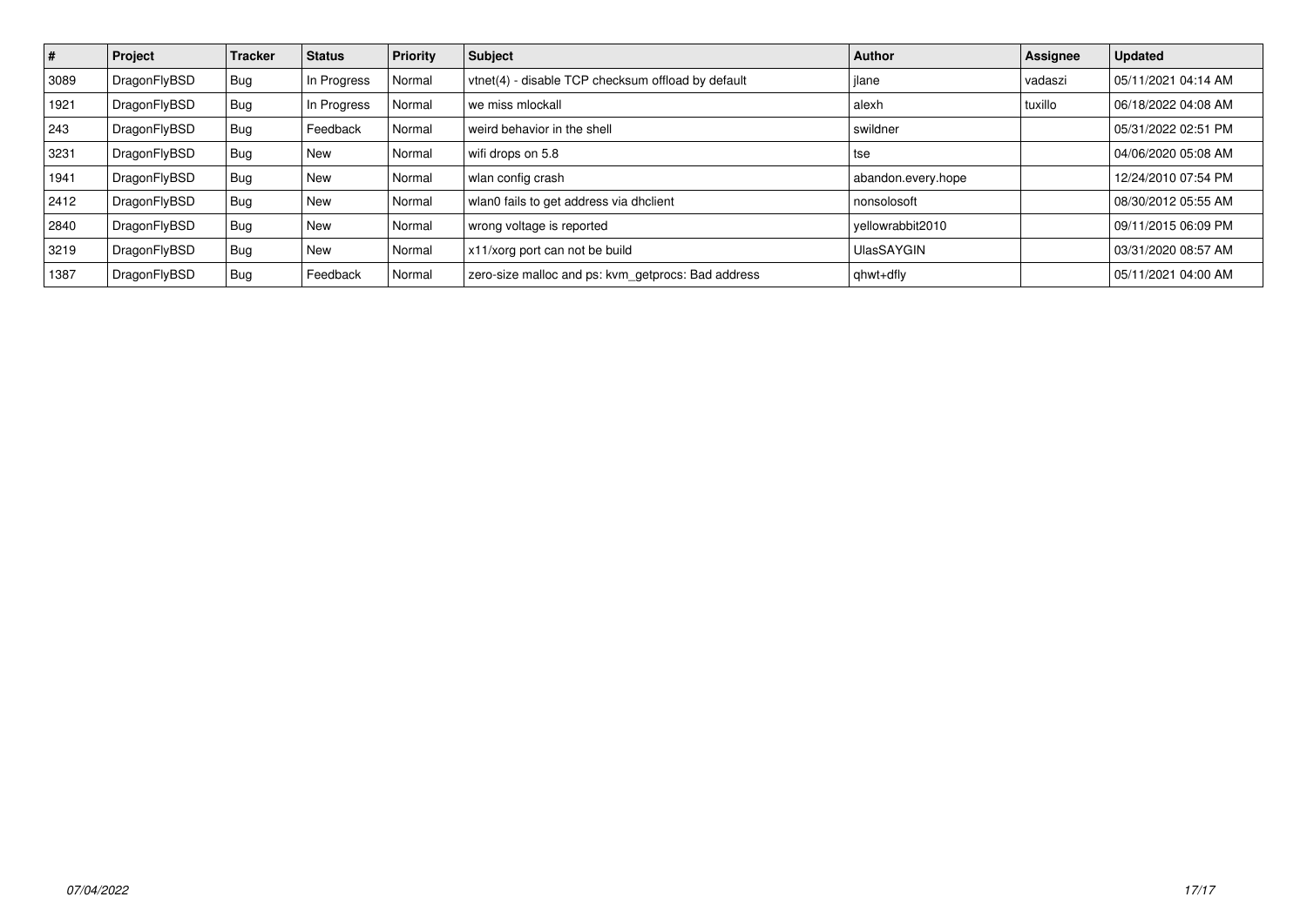| # | Project | Tracker | Status | Priority | Subject | Author | Assignee | Updated |
|---|---|---|---|---|---|---|---|---|
| 3089 | DragonFlyBSD | Bug | In Progress | Normal | vtnet(4) - disable TCP checksum offload by default | jlane | vadaszi | 05/11/2021 04:14 AM |
| 1921 | DragonFlyBSD | Bug | In Progress | Normal | we miss mlockall | alexh | tuxillo | 06/18/2022 04:08 AM |
| 243 | DragonFlyBSD | Bug | Feedback | Normal | weird behavior in the shell | swildner | | 05/31/2022 02:51 PM |
| 3231 | DragonFlyBSD | Bug | New | Normal | wifi drops on 5.8 | tse | | 04/06/2020 05:08 AM |
| 1941 | DragonFlyBSD | Bug | New | Normal | wlan config crash | abandon.every.hope | | 12/24/2010 07:54 PM |
| 2412 | DragonFlyBSD | Bug | New | Normal | wlan0 fails to get address via dhclient | nonsolosoft | | 08/30/2012 05:55 AM |
| 2840 | DragonFlyBSD | Bug | New | Normal | wrong voltage is reported | yellowrabbit2010 | | 09/11/2015 06:09 PM |
| 3219 | DragonFlyBSD | Bug | New | Normal | x11/xorg port can not be build | UlasSAYGIN | | 03/31/2020 08:57 AM |
| 1387 | DragonFlyBSD | Bug | Feedback | Normal | zero-size malloc and ps: kvm_getprocs: Bad address | qhwt+dfly | | 05/11/2021 04:00 AM |